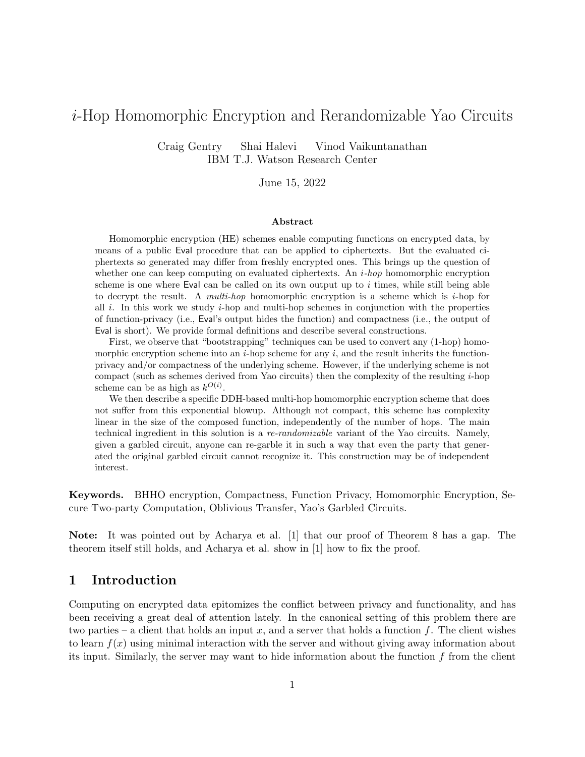# $i$-Hop Homomorphic Encryption and Rerandomizable Yao Circuits

Craig Gentry  Shai Halevi  Vinod Vaikuntanathan
IBM T.J. Watson Research Center

June 15, 2022

### Abstract

Homomorphic encryption (HE) schemes enable computing functions on encrypted data, by means of a public Eval procedure that can be applied to ciphertexts. But the evaluated ciphertexts so generated may differ from freshly encrypted ones. This brings up the question of whether one can keep computing on evaluated ciphertexts. An *$i$-hop* homomorphic encryption scheme is one where Eval can be called on its own output up to $i$ times, while still being able to decrypt the result. A *multi-hop* homomorphic encryption is a scheme which is $i$-hop for all $i$. In this work we study $i$-hop and multi-hop schemes in conjunction with the properties of function-privacy (i.e., Eval's output hides the function) and compactness (i.e., the output of Eval is short). We provide formal definitions and describe several constructions.

First, we observe that "bootstrapping" techniques can be used to convert any (1-hop) homomorphic encryption scheme into an $i$-hop scheme for any $i$, and the result inherits the function-privacy and/or compactness of the underlying scheme. However, if the underlying scheme is not compact (such as schemes derived from Yao circuits) then the complexity of the resulting $i$-hop scheme can be as high as $k^{O(i)}$.

We then describe a specific DDH-based multi-hop homomorphic encryption scheme that does not suffer from this exponential blowup. Although not compact, this scheme has complexity linear in the size of the composed function, independently of the number of hops. The main technical ingredient in this solution is a *re-randomizable* variant of the Yao circuits. Namely, given a garbled circuit, anyone can re-garble it in such a way that even the party that generated the original garbled circuit cannot recognize it. This construction may be of independent interest.

**Keywords.** BHHO encryption, Compactness, Function Privacy, Homomorphic Encryption, Secure Two-party Computation, Oblivious Transfer, Yao's Garbled Circuits.

**Note:** It was pointed out by Acharya et al. [1] that our proof of Theorem 8 has a gap. The theorem itself still holds, and Acharya et al. show in [1] how to fix the proof.

## 1 Introduction

Computing on encrypted data epitomizes the conflict between privacy and functionality, and has been receiving a great deal of attention lately. In the canonical setting of this problem there are two parties – a client that holds an input $x$, and a server that holds a function $f$. The client wishes to learn $f(x)$ using minimal interaction with the server and without giving away information about its input. Similarly, the server may want to hide information about the function $f$ from the client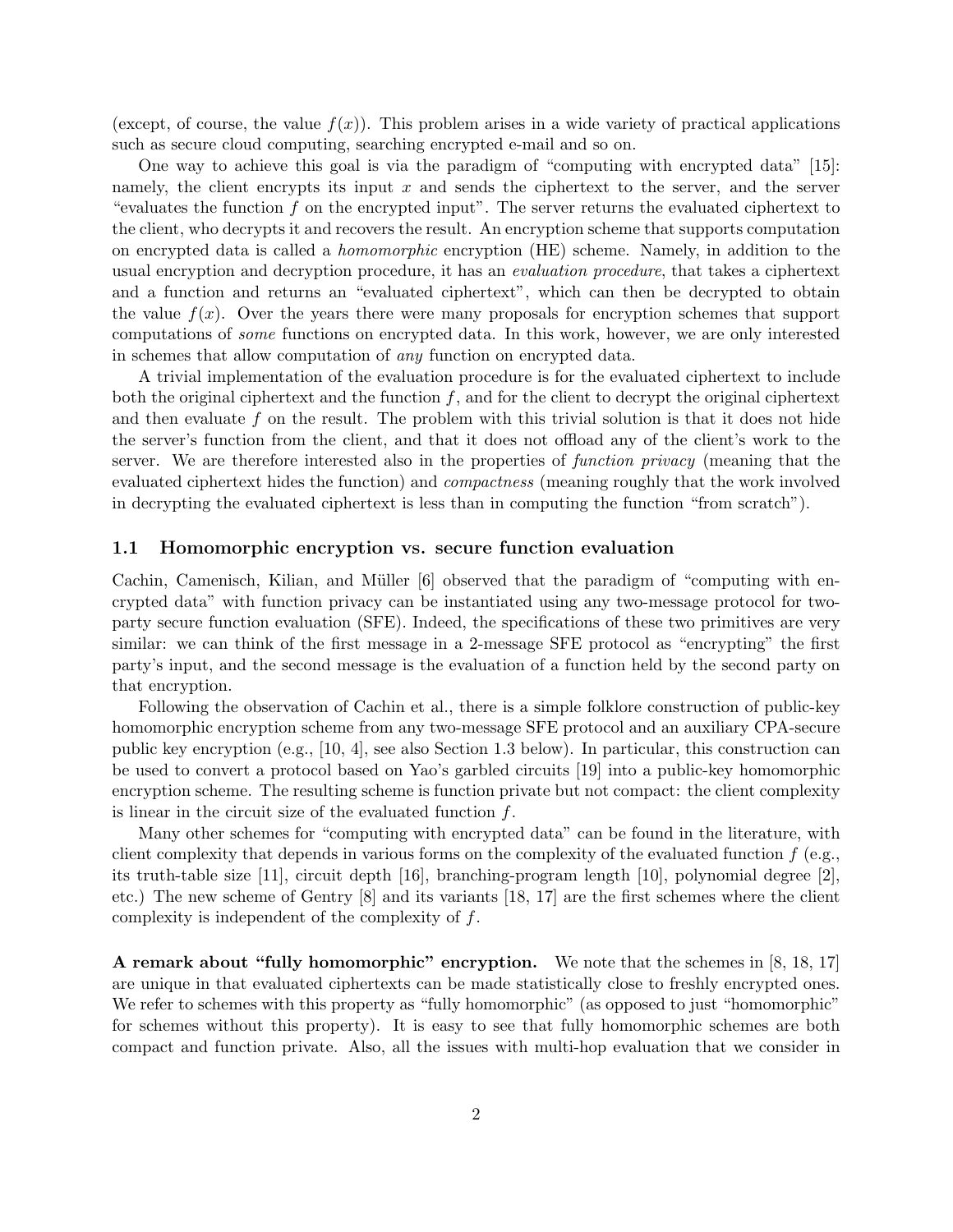(except, of course, the value $f(x)$). This problem arises in a wide variety of practical applications such as secure cloud computing, searching encrypted e-mail and so on.

One way to achieve this goal is via the paradigm of "computing with encrypted data" [15]: namely, the client encrypts its input $x$ and sends the ciphertext to the server, and the server "evaluates the function $f$ on the encrypted input". The server returns the evaluated ciphertext to the client, who decrypts it and recovers the result. An encryption scheme that supports computation on encrypted data is called a *homomorphic* encryption (HE) scheme. Namely, in addition to the usual encryption and decryption procedure, it has an *evaluation procedure*, that takes a ciphertext and a function and returns an "evaluated ciphertext", which can then be decrypted to obtain the value $f(x)$. Over the years there were many proposals for encryption schemes that support computations of *some* functions on encrypted data. In this work, however, we are only interested in schemes that allow computation of *any* function on encrypted data.

A trivial implementation of the evaluation procedure is for the evaluated ciphertext to include both the original ciphertext and the function $f$, and for the client to decrypt the original ciphertext and then evaluate $f$ on the result. The problem with this trivial solution is that it does not hide the server's function from the client, and that it does not offload any of the client's work to the server. We are therefore interested also in the properties of *function privacy* (meaning that the evaluated ciphertext hides the function) and *compactness* (meaning roughly that the work involved in decrypting the evaluated ciphertext is less than in computing the function "from scratch").

## 1.1 Homomorphic encryption vs. secure function evaluation

Cachin, Camenisch, Kilian, and Müller [6] observed that the paradigm of "computing with encrypted data" with function privacy can be instantiated using any two-message protocol for two-party secure function evaluation (SFE). Indeed, the specifications of these two primitives are very similar: we can think of the first message in a 2-message SFE protocol as "encrypting" the first party's input, and the second message is the evaluation of a function held by the second party on that encryption.

Following the observation of Cachin et al., there is a simple folklore construction of public-key homomorphic encryption scheme from any two-message SFE protocol and an auxiliary CPA-secure public key encryption (e.g., [10, 4], see also Section 1.3 below). In particular, this construction can be used to convert a protocol based on Yao's garbled circuits [19] into a public-key homomorphic encryption scheme. The resulting scheme is function private but not compact: the client complexity is linear in the circuit size of the evaluated function $f$.

Many other schemes for "computing with encrypted data" can be found in the literature, with client complexity that depends in various forms on the complexity of the evaluated function $f$ (e.g., its truth-table size [11], circuit depth [16], branching-program length [10], polynomial degree [2], etc.) The new scheme of Gentry [8] and its variants [18, 17] are the first schemes where the client complexity is independent of the complexity of $f$.

**A remark about "fully homomorphic" encryption.** We note that the schemes in [8, 18, 17] are unique in that evaluated ciphertexts can be made statistically close to freshly encrypted ones. We refer to schemes with this property as "fully homomorphic" (as opposed to just "homomorphic" for schemes without this property). It is easy to see that fully homomorphic schemes are both compact and function private. Also, all the issues with multi-hop evaluation that we consider in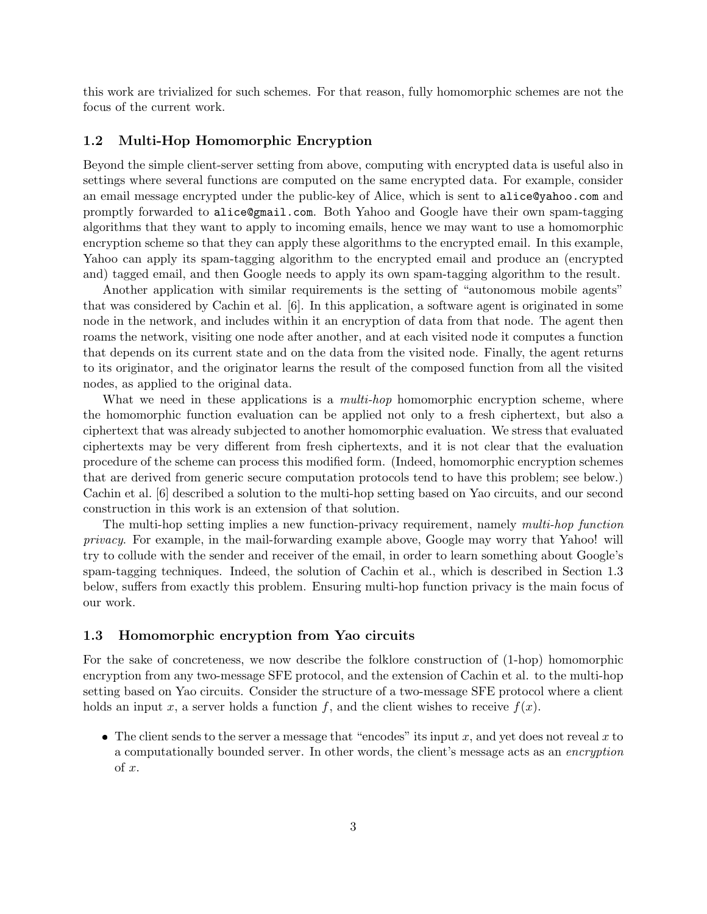this work are trivialized for such schemes. For that reason, fully homomorphic schemes are not the focus of the current work.

## 1.2 Multi-Hop Homomorphic Encryption

Beyond the simple client-server setting from above, computing with encrypted data is useful also in settings where several functions are computed on the same encrypted data. For example, consider an email message encrypted under the public-key of Alice, which is sent to `alice@yahoo.com` and promptly forwarded to `alice@gmail.com`. Both Yahoo and Google have their own spam-tagging algorithms that they want to apply to incoming emails, hence we may want to use a homomorphic encryption scheme so that they can apply these algorithms to the encrypted email. In this example, Yahoo can apply its spam-tagging algorithm to the encrypted email and produce an (encrypted and) tagged email, and then Google needs to apply its own spam-tagging algorithm to the result.

Another application with similar requirements is the setting of "autonomous mobile agents" that was considered by Cachin et al. [6]. In this application, a software agent is originated in some node in the network, and includes within it an encryption of data from that node. The agent then roams the network, visiting one node after another, and at each visited node it computes a function that depends on its current state and on the data from the visited node. Finally, the agent returns to its originator, and the originator learns the result of the composed function from all the visited nodes, as applied to the original data.

What we need in these applications is a *multi-hop* homomorphic encryption scheme, where the homomorphic function evaluation can be applied not only to a fresh ciphertext, but also a ciphertext that was already subjected to another homomorphic evaluation. We stress that evaluated ciphertexts may be very different from fresh ciphertexts, and it is not clear that the evaluation procedure of the scheme can process this modified form. (Indeed, homomorphic encryption schemes that are derived from generic secure computation protocols tend to have this problem; see below.) Cachin et al. [6] described a solution to the multi-hop setting based on Yao circuits, and our second construction in this work is an extension of that solution.

The multi-hop setting implies a new function-privacy requirement, namely *multi-hop function privacy*. For example, in the mail-forwarding example above, Google may worry that Yahoo! will try to collude with the sender and receiver of the email, in order to learn something about Google's spam-tagging techniques. Indeed, the solution of Cachin et al., which is described in Section 1.3 below, suffers from exactly this problem. Ensuring multi-hop function privacy is the main focus of our work.

## 1.3 Homomorphic encryption from Yao circuits

For the sake of concreteness, we now describe the folklore construction of (1-hop) homomorphic encryption from any two-message SFE protocol, and the extension of Cachin et al. to the multi-hop setting based on Yao circuits. Consider the structure of a two-message SFE protocol where a client holds an input $x$, a server holds a function $f$, and the client wishes to receive $f(x)$.

- The client sends to the server a message that "encodes" its input $x$, and yet does not reveal $x$ to a computationally bounded server. In other words, the client's message acts as an *encryption* of $x$.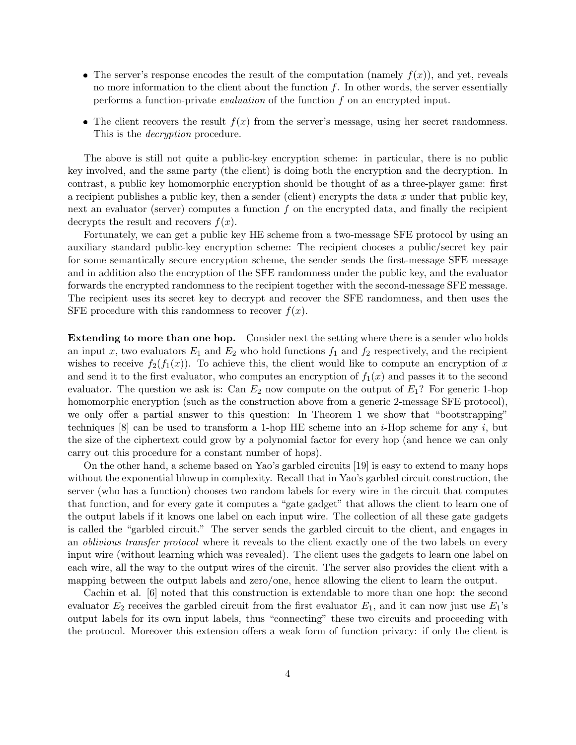- The server's response encodes the result of the computation (namely $f(x)$), and yet, reveals no more information to the client about the function $f$. In other words, the server essentially performs a function-private *evaluation* of the function $f$ on an encrypted input.
- The client recovers the result $f(x)$ from the server's message, using her secret randomness. This is the *decryption* procedure.

The above is still not quite a public-key encryption scheme: in particular, there is no public key involved, and the same party (the client) is doing both the encryption and the decryption. In contrast, a public key homomorphic encryption should be thought of as a three-player game: first a recipient publishes a public key, then a sender (client) encrypts the data $x$ under that public key, next an evaluator (server) computes a function $f$ on the encrypted data, and finally the recipient decrypts the result and recovers $f(x)$.

Fortunately, we can get a public key HE scheme from a two-message SFE protocol by using an auxiliary standard public-key encryption scheme: The recipient chooses a public/secret key pair for some semantically secure encryption scheme, the sender sends the first-message SFE message and in addition also the encryption of the SFE randomness under the public key, and the evaluator forwards the encrypted randomness to the recipient together with the second-message SFE message. The recipient uses its secret key to decrypt and recover the SFE randomness, and then uses the SFE procedure with this randomness to recover $f(x)$.

**Extending to more than one hop.** Consider next the setting where there is a sender who holds an input $x$, two evaluators $E_1$ and $E_2$ who hold functions $f_1$ and $f_2$ respectively, and the recipient wishes to receive $f_2(f_1(x))$. To achieve this, the client would like to compute an encryption of $x$ and send it to the first evaluator, who computes an encryption of $f_1(x)$ and passes it to the second evaluator. The question we ask is: Can $E_2$ now compute on the output of $E_1$? For generic 1-hop homomorphic encryption (such as the construction above from a generic 2-message SFE protocol), we only offer a partial answer to this question: In Theorem 1 we show that "bootstrapping" techniques [8] can be used to transform a 1-hop HE scheme into an $i$-Hop scheme for any $i$, but the size of the ciphertext could grow by a polynomial factor for every hop (and hence we can only carry out this procedure for a constant number of hops).

On the other hand, a scheme based on Yao's garbled circuits [19] is easy to extend to many hops without the exponential blowup in complexity. Recall that in Yao's garbled circuit construction, the server (who has a function) chooses two random labels for every wire in the circuit that computes that function, and for every gate it computes a "gate gadget" that allows the client to learn one of the output labels if it knows one label on each input wire. The collection of all these gate gadgets is called the "garbled circuit." The server sends the garbled circuit to the client, and engages in an *oblivious transfer protocol* where it reveals to the client exactly one of the two labels on every input wire (without learning which was revealed). The client uses the gadgets to learn one label on each wire, all the way to the output wires of the circuit. The server also provides the client with a mapping between the output labels and zero/one, hence allowing the client to learn the output.

Cachin et al. [6] noted that this construction is extendable to more than one hop: the second evaluator $E_2$ receives the garbled circuit from the first evaluator $E_1$, and it can now just use $E_1$'s output labels for its own input labels, thus "connecting" these two circuits and proceeding with the protocol. Moreover this extension offers a weak form of function privacy: if only the client is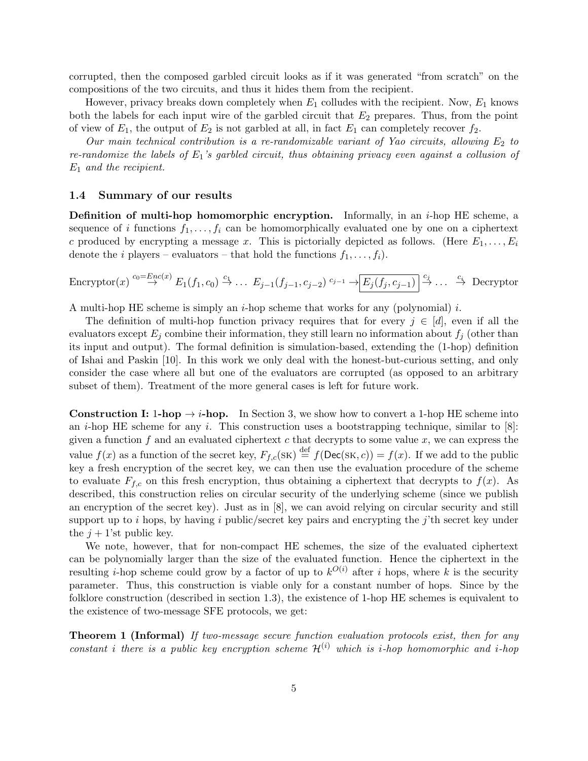corrupted, then the composed garbled circuit looks as if it was generated "from scratch" on the compositions of the two circuits, and thus it hides them from the recipient.

However, privacy breaks down completely when $E_1$ colludes with the recipient. Now, $E_1$ knows both the labels for each input wire of the garbled circuit that $E_2$ prepares. Thus, from the point of view of $E_1$, the output of $E_2$ is not garbled at all, in fact $E_1$ can completely recover $f_2$.

*Our main technical contribution is a re-randomizable variant of Yao circuits, allowing $E_2$ to re-randomize the labels of $E_1$'s garbled circuit, thus obtaining privacy even against a collusion of $E_1$ and the recipient.*

### 1.4 Summary of our results

**Definition of multi-hop homomorphic encryption.** Informally, in an $i$-hop HE scheme, a sequence of $i$ functions $f_1, \ldots, f_i$ can be homomorphically evaluated one by one on a ciphertext $c$ produced by encrypting a message $x$. This is pictorially depicted as follows. (Here $E_1, \ldots, E_i$ denote the $i$ players – evaluators – that hold the functions $f_1, \ldots, f_i$).

$$\text{Encryptor}(x) \overset{c_0 = Enc(x)}{\rightarrow} E_1(f_1, c_0) \overset{c_1}{\rightarrow} \ldots \; E_{j-1}(f_{j-1}, c_{j-2}) \overset{c_{j-1}}{\rightarrow} \boxed{E_j(f_j, c_{j-1})} \overset{c_j}{\rightarrow} \ldots \; \overset{c_i}{\rightarrow} \text{Decryptor}$$

A multi-hop HE scheme is simply an $i$-hop scheme that works for any (polynomial) $i$.

The definition of multi-hop function privacy requires that for every $j \in [d]$, even if all the evaluators except $E_j$ combine their information, they still learn no information about $f_j$ (other than its input and output). The formal definition is simulation-based, extending the (1-hop) definition of Ishai and Paskin [10]. In this work we only deal with the honest-but-curious setting, and only consider the case where all but one of the evaluators are corrupted (as opposed to an arbitrary subset of them). Treatment of the more general cases is left for future work.

**Construction I: 1-hop $\rightarrow$ $i$-hop.** In Section 3, we show how to convert a 1-hop HE scheme into an $i$-hop HE scheme for any $i$. This construction uses a bootstrapping technique, similar to [8]: given a function $f$ and an evaluated ciphertext $c$ that decrypts to some value $x$, we can express the value $f(x)$ as a function of the secret key, $F_{f,c}(\text{SK}) \stackrel{\text{def}}{=} f(\mathsf{Dec}(\text{SK}, c)) = f(x)$. If we add to the public key a fresh encryption of the secret key, we can then use the evaluation procedure of the scheme to evaluate $F_{f,c}$ on this fresh encryption, thus obtaining a ciphertext that decrypts to $f(x)$. As described, this construction relies on circular security of the underlying scheme (since we publish an encryption of the secret key). Just as in [8], we can avoid relying on circular security and still support up to $i$ hops, by having $i$ public/secret key pairs and encrypting the $j$'th secret key under the $j+1$'st public key.

We note, however, that for non-compact HE schemes, the size of the evaluated ciphertext can be polynomially larger than the size of the evaluated function. Hence the ciphertext in the resulting $i$-hop scheme could grow by a factor of up to $k^{O(i)}$ after $i$ hops, where $k$ is the security parameter. Thus, this construction is viable only for a constant number of hops. Since by the folklore construction (described in section 1.3), the existence of 1-hop HE schemes is equivalent to the existence of two-message SFE protocols, we get:

**Theorem 1 (Informal)** *If two-message secure function evaluation protocols exist, then for any constant $i$ there is a public key encryption scheme $\mathcal{H}^{(i)}$ which is $i$-hop homomorphic and $i$-hop*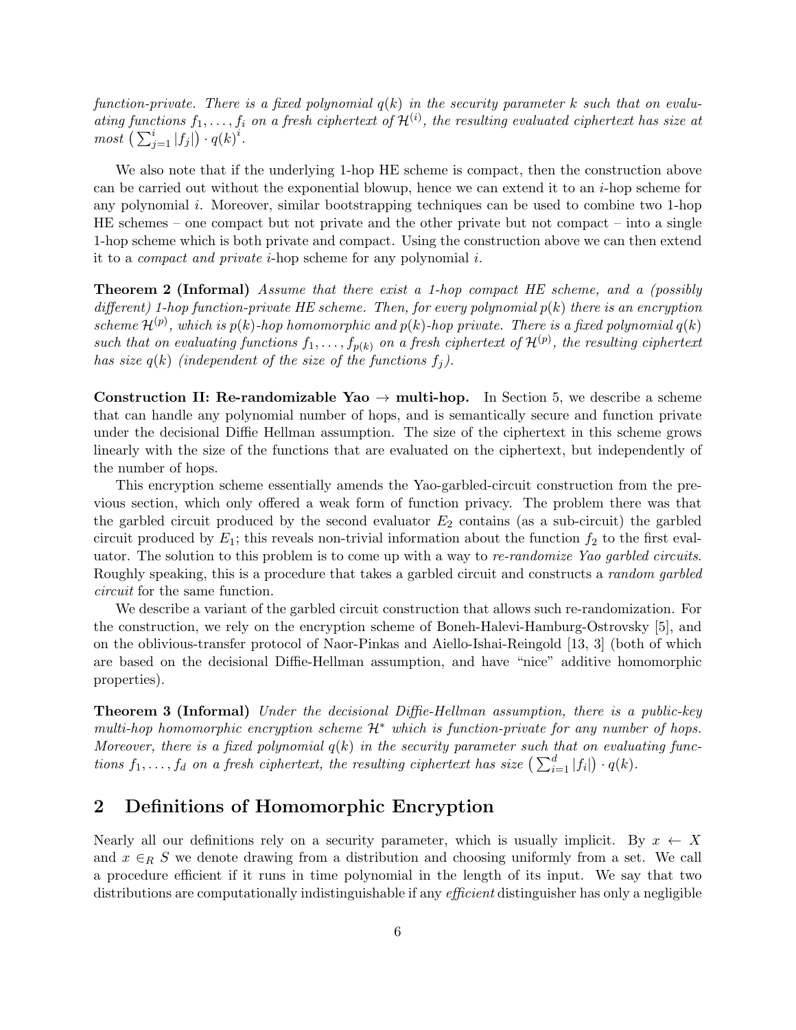*function-private. There is a fixed polynomial $q(k)$ in the security parameter $k$ such that on evaluating functions $f_1, \ldots, f_i$ on a fresh ciphertext of $\mathcal{H}^{(i)}$, the resulting evaluated ciphertext has size at most $\big(\sum_{j=1}^{i} |f_j|\big) \cdot q(k)^i$.*

We also note that if the underlying 1-hop HE scheme is compact, then the construction above can be carried out without the exponential blowup, hence we can extend it to an $i$-hop scheme for any polynomial $i$. Moreover, similar bootstrapping techniques can be used to combine two 1-hop HE schemes – one compact but not private and the other private but not compact – into a single 1-hop scheme which is both private and compact. Using the construction above we can then extend it to a *compact and private* $i$-hop scheme for any polynomial $i$.

**Theorem 2 (Informal)** *Assume that there exist a 1-hop compact HE scheme, and a (possibly different) 1-hop function-private HE scheme. Then, for every polynomial $p(k)$ there is an encryption scheme $\mathcal{H}^{(p)}$, which is $p(k)$-hop homomorphic and $p(k)$-hop private. There is a fixed polynomial $q(k)$ such that on evaluating functions $f_1, \ldots, f_{p(k)}$ on a fresh ciphertext of $\mathcal{H}^{(p)}$, the resulting ciphertext has size $q(k)$ (independent of the size of the functions $f_j$).*

**Construction II: Re-randomizable Yao → multi-hop.** In Section 5, we describe a scheme that can handle any polynomial number of hops, and is semantically secure and function private under the decisional Diffie Hellman assumption. The size of the ciphertext in this scheme grows linearly with the size of the functions that are evaluated on the ciphertext, but independently of the number of hops.

This encryption scheme essentially amends the Yao-garbled-circuit construction from the previous section, which only offered a weak form of function privacy. The problem there was that the garbled circuit produced by the second evaluator $E_2$ contains (as a sub-circuit) the garbled circuit produced by $E_1$; this reveals non-trivial information about the function $f_2$ to the first evaluator. The solution to this problem is to come up with a way to *re-randomize Yao garbled circuits*. Roughly speaking, this is a procedure that takes a garbled circuit and constructs a *random garbled circuit* for the same function.

We describe a variant of the garbled circuit construction that allows such re-randomization. For the construction, we rely on the encryption scheme of Boneh-Halevi-Hamburg-Ostrovsky [5], and on the oblivious-transfer protocol of Naor-Pinkas and Aiello-Ishai-Reingold [13, 3] (both of which are based on the decisional Diffie-Hellman assumption, and have "nice" additive homomorphic properties).

**Theorem 3 (Informal)** *Under the decisional Diffie-Hellman assumption, there is a public-key multi-hop homomorphic encryption scheme $\mathcal{H}^*$ which is function-private for any number of hops. Moreover, there is a fixed polynomial $q(k)$ in the security parameter such that on evaluating functions $f_1, \ldots, f_d$ on a fresh ciphertext, the resulting ciphertext has size $\big(\sum_{i=1}^{d} |f_i|\big) \cdot q(k)$.*

## 2 Definitions of Homomorphic Encryption

Nearly all our definitions rely on a security parameter, which is usually implicit. By $x \leftarrow X$ and $x \in_R S$ we denote drawing from a distribution and choosing uniformly from a set. We call a procedure efficient if it runs in time polynomial in the length of its input. We say that two distributions are computationally indistinguishable if any *efficient* distinguisher has only a negligible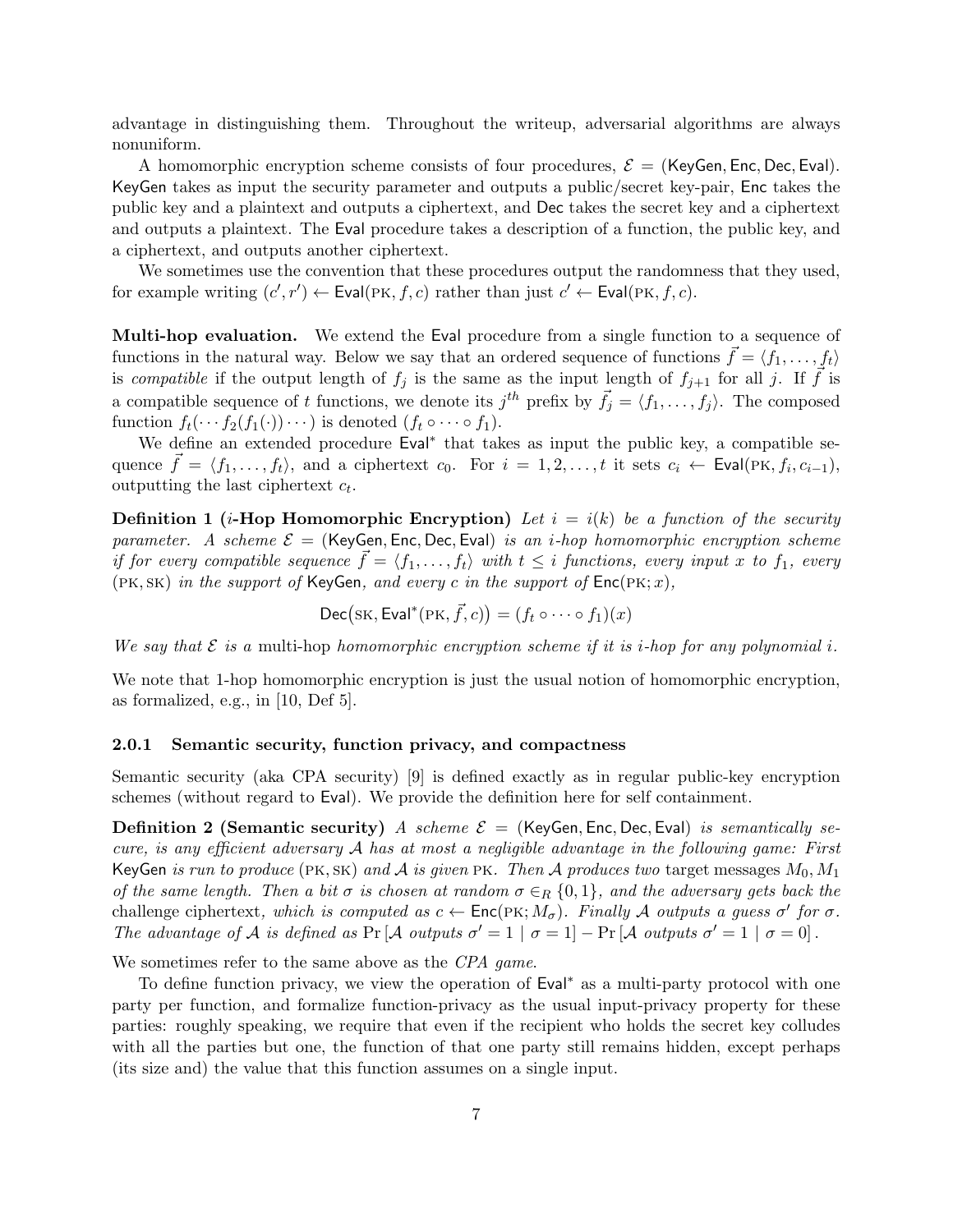advantage in distinguishing them. Throughout the writeup, adversarial algorithms are always nonuniform.

A homomorphic encryption scheme consists of four procedures, $\mathcal{E} = (\mathsf{KeyGen}, \mathsf{Enc}, \mathsf{Dec}, \mathsf{Eval})$. $\mathsf{KeyGen}$ takes as input the security parameter and outputs a public/secret key-pair, $\mathsf{Enc}$ takes the public key and a plaintext and outputs a ciphertext, and $\mathsf{Dec}$ takes the secret key and a ciphertext and outputs a plaintext. The $\mathsf{Eval}$ procedure takes a description of a function, the public key, and a ciphertext, and outputs another ciphertext.

We sometimes use the convention that these procedures output the randomness that they used, for example writing $(c', r') \leftarrow \mathsf{Eval}(\text{PK}, f, c)$ rather than just $c' \leftarrow \mathsf{Eval}(\text{PK}, f, c)$.

**Multi-hop evaluation.** We extend the $\mathsf{Eval}$ procedure from a single function to a sequence of functions in the natural way. Below we say that an ordered sequence of functions $\vec{f} = \langle f_1, \ldots, f_t \rangle$ is *compatible* if the output length of $f_j$ is the same as the input length of $f_{j+1}$ for all $j$. If $\vec{f}$ is a compatible sequence of $t$ functions, we denote its $j^{th}$ prefix by $\vec{f_j} = \langle f_1, \ldots, f_j \rangle$. The composed function $f_t(\cdots f_2(f_1(\cdot)) \cdots)$ is denoted $(f_t \circ \cdots \circ f_1)$.

We define an extended procedure $\mathsf{Eval}^*$ that takes as input the public key, a compatible sequence $\vec{f} = \langle f_1, \ldots, f_t \rangle$, and a ciphertext $c_0$. For $i = 1, 2, \ldots, t$ it sets $c_i \leftarrow \mathsf{Eval}(\text{PK}, f_i, c_{i-1})$, outputting the last ciphertext $c_t$.

**Definition 1 ($i$-Hop Homomorphic Encryption)** *Let $i = i(k)$ be a function of the security parameter. A scheme $\mathcal{E} = (\mathsf{KeyGen}, \mathsf{Enc}, \mathsf{Dec}, \mathsf{Eval})$ is an $i$-hop homomorphic encryption scheme if for every compatible sequence $\vec{f} = \langle f_1, \ldots, f_t \rangle$ with $t \leq i$ functions, every input $x$ to $f_1$, every $(\text{PK}, \text{SK})$ in the support of $\mathsf{KeyGen}$, and every $c$ in the support of $\mathsf{Enc}(\text{PK}; x)$,*

$$\mathsf{Dec}\big(\text{SK}, \mathsf{Eval}^*(\text{PK}, \vec{f}, c)\big) = (f_t \circ \cdots \circ f_1)(x)$$

*We say that $\mathcal{E}$ is a* multi-hop *homomorphic encryption scheme if it is $i$-hop for any polynomial $i$.*

We note that 1-hop homomorphic encryption is just the usual notion of homomorphic encryption, as formalized, e.g., in [10, Def 5].

### 2.0.1 Semantic security, function privacy, and compactness

Semantic security (aka CPA security) [9] is defined exactly as in regular public-key encryption schemes (without regard to $\mathsf{Eval}$). We provide the definition here for self containment.

**Definition 2 (Semantic security)** *A scheme $\mathcal{E} = (\mathsf{KeyGen}, \mathsf{Enc}, \mathsf{Dec}, \mathsf{Eval})$ is semantically secure, is any efficient adversary $\mathcal{A}$ has at most a negligible advantage in the following game: First $\mathsf{KeyGen}$ is run to produce $(\text{PK}, \text{SK})$ and $\mathcal{A}$ is given $\text{PK}$. Then $\mathcal{A}$ produces two* target messages *$M_0, M_1$ of the same length. Then a bit $\sigma$ is chosen at random $\sigma \in_R \{0, 1\}$, and the adversary gets back the* challenge ciphertext*, which is computed as $c \leftarrow \mathsf{Enc}(\text{PK}; M_\sigma)$. Finally $\mathcal{A}$ outputs a guess $\sigma'$ for $\sigma$. The advantage of $\mathcal{A}$ is defined as $\Pr[\mathcal{A} \text{ outputs } \sigma' = 1 \mid \sigma = 1] - \Pr[\mathcal{A} \text{ outputs } \sigma' = 1 \mid \sigma = 0]$.*

We sometimes refer to the same above as the *CPA game*.

To define function privacy, we view the operation of $\mathsf{Eval}^*$ as a multi-party protocol with one party per function, and formalize function-privacy as the usual input-privacy property for these parties: roughly speaking, we require that even if the recipient who holds the secret key colludes with all the parties but one, the function of that one party still remains hidden, except perhaps (its size and) the value that this function assumes on a single input.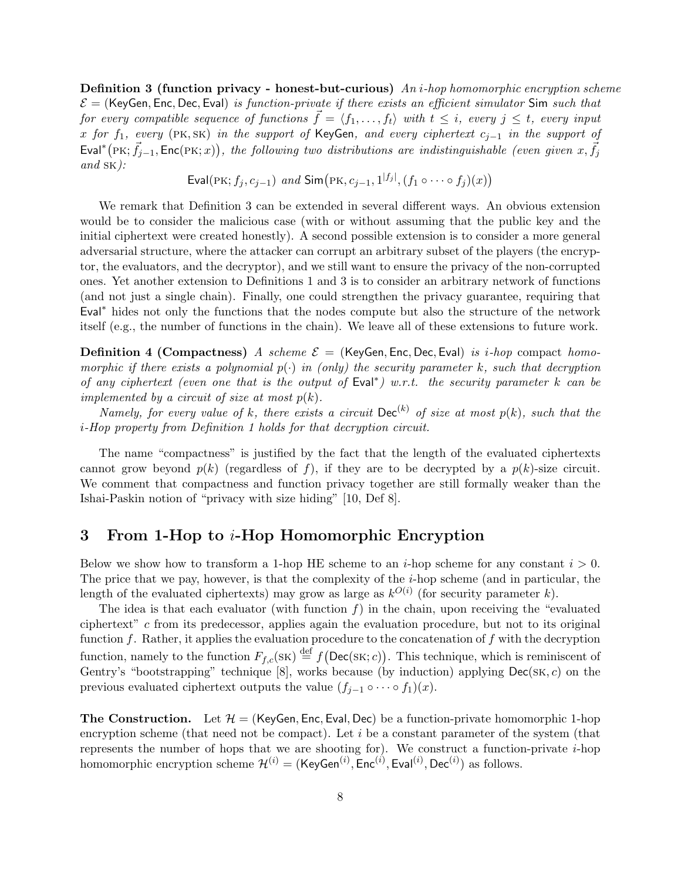**Definition 3 (function privacy - honest-but-curious)** *An $i$-hop homomorphic encryption scheme $\mathcal{E} = (\mathsf{KeyGen}, \mathsf{Enc}, \mathsf{Dec}, \mathsf{Eval})$ is function-private if there exists an efficient simulator $\mathsf{Sim}$ such that for every compatible sequence of functions $\vec{f} = \langle f_1, \ldots, f_t \rangle$ with $t \leq i$, every $j \leq t$, every input $x$ for $f_1$, every $(\text{PK}, \text{SK})$ in the support of $\mathsf{KeyGen}$, and every ciphertext $c_{j-1}$ in the support of $\mathsf{Eval}^*\big(\text{PK}; \vec{f}_{j-1}, \mathsf{Enc}(\text{PK}; x)\big)$, the following two distributions are indistinguishable (even given $x, \vec{f}_j$ and $\text{SK}$):*

$$\mathsf{Eval}(\text{PK}; f_j, c_{j-1}) \text{ and } \mathsf{Sim}\big(\text{PK}, c_{j-1}, 1^{|f_j|}, (f_1 \circ \cdots \circ f_j)(x)\big)$$

We remark that Definition 3 can be extended in several different ways. An obvious extension would be to consider the malicious case (with or without assuming that the public key and the initial ciphertext were created honestly). A second possible extension is to consider a more general adversarial structure, where the attacker can corrupt an arbitrary subset of the players (the encryptor, the evaluators, and the decryptor), and we still want to ensure the privacy of the non-corrupted ones. Yet another extension to Definitions 1 and 3 is to consider an arbitrary network of functions (and not just a single chain). Finally, one could strengthen the privacy guarantee, requiring that $\mathsf{Eval}^*$ hides not only the functions that the nodes compute but also the structure of the network itself (e.g., the number of functions in the chain). We leave all of these extensions to future work.

**Definition 4 (Compactness)** *A scheme $\mathcal{E} = (\mathsf{KeyGen}, \mathsf{Enc}, \mathsf{Dec}, \mathsf{Eval})$ is $i$-hop* compact *homomorphic if there exists a polynomial $p(\cdot)$ in (only) the security parameter $k$, such that decryption of any ciphertext (even one that is the output of $\mathsf{Eval}^*$) w.r.t. the security parameter $k$ can be implemented by a circuit of size at most $p(k)$.*

*Namely, for every value of $k$, there exists a circuit $\mathsf{Dec}^{(k)}$ of size at most $p(k)$, such that the $i$-Hop property from Definition 1 holds for that decryption circuit.*

The name "compactness" is justified by the fact that the length of the evaluated ciphertexts cannot grow beyond $p(k)$ (regardless of $f$), if they are to be decrypted by a $p(k)$-size circuit. We comment that compactness and function privacy together are still formally weaker than the Ishai-Paskin notion of "privacy with size hiding" [10, Def 8].

## 3 From 1-Hop to $i$-Hop Homomorphic Encryption

Below we show how to transform a 1-hop HE scheme to an $i$-hop scheme for any constant $i > 0$. The price that we pay, however, is that the complexity of the $i$-hop scheme (and in particular, the length of the evaluated ciphertexts) may grow as large as $k^{O(i)}$ (for security parameter $k$).

The idea is that each evaluator (with function $f$) in the chain, upon receiving the "evaluated ciphertext" $c$ from its predecessor, applies again the evaluation procedure, but not to its original function $f$. Rather, it applies the evaluation procedure to the concatenation of $f$ with the decryption function, namely to the function $F_{f,c}(\text{SK}) \stackrel{\text{def}}{=} f\big(\mathsf{Dec}(\text{SK}; c)\big)$. This technique, which is reminiscent of Gentry's "bootstrapping" technique [8], works because (by induction) applying $\mathsf{Dec}(\text{SK}, c)$ on the previous evaluated ciphertext outputs the value $(f_{j-1} \circ \cdots \circ f_1)(x)$.

**The Construction.** Let $\mathcal{H} = (\mathsf{KeyGen}, \mathsf{Enc}, \mathsf{Eval}, \mathsf{Dec})$ be a function-private homomorphic 1-hop encryption scheme (that need not be compact). Let $i$ be a constant parameter of the system (that represents the number of hops that we are shooting for). We construct a function-private $i$-hop homomorphic encryption scheme $\mathcal{H}^{(i)} = (\mathsf{KeyGen}^{(i)}, \mathsf{Enc}^{(i)}, \mathsf{Eval}^{(i)}, \mathsf{Dec}^{(i)})$ as follows.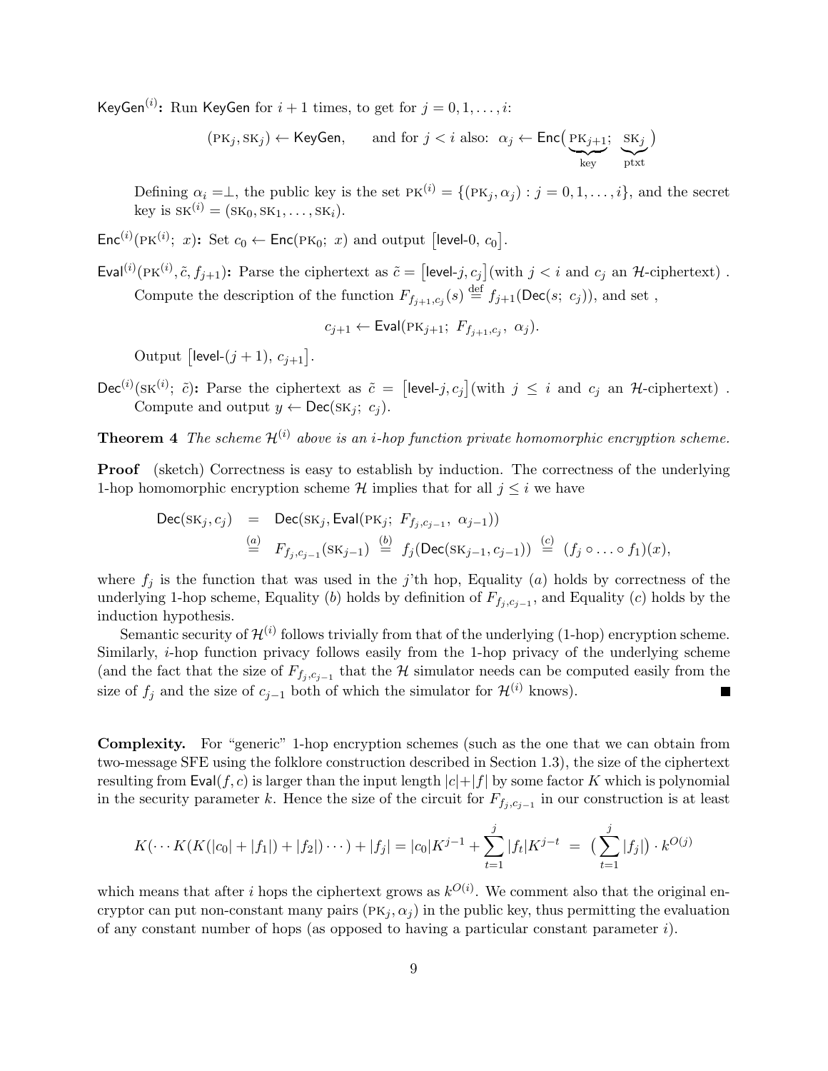$\mathsf{KeyGen}^{(i)}$**:** Run $\mathsf{KeyGen}$ for $i+1$ times, to get for $j = 0, 1, \ldots, i$:

$$(\text{PK}_j, \text{SK}_j) \leftarrow \mathsf{KeyGen}, \qquad \text{and for } j < i \text{ also: } \alpha_j \leftarrow \mathsf{Enc}\big(\underbrace{\text{PK}_{j+1}}_{\text{key}};\ \underbrace{\text{SK}_j}_{\text{ptxt}}\big)$$

Defining $\alpha_i = \perp$, the public key is the set $\text{PK}^{(i)} = \{(\text{PK}_j, \alpha_j) : j = 0, 1, \ldots, i\}$, and the secret key is $\text{SK}^{(i)} = (\text{SK}_0, \text{SK}_1, \ldots, \text{SK}_i)$.

$\mathsf{Enc}^{(i)}(\text{PK}^{(i)};\ x)$**:** Set $c_0 \leftarrow \mathsf{Enc}(\text{PK}_0;\ x)$ and output $\big[\mathsf{level}\text{-}0,\ c_0\big]$.

$\mathsf{Eval}^{(i)}(\text{PK}^{(i)}, \tilde{c}, f_{j+1})$**:** Parse the ciphertext as $\tilde{c} = \big[\mathsf{level}\text{-}j, c_j\big]$(with $j < i$ and $c_j$ an $\mathcal{H}$-ciphertext) . Compute the description of the function $F_{f_{j+1}, c_j}(s) \stackrel{\text{def}}{=} f_{j+1}(\mathsf{Dec}(s;\ c_j))$, and set ,

$$c_{j+1} \leftarrow \mathsf{Eval}(\text{PK}_{j+1};\ F_{f_{j+1}, c_j},\ \alpha_j).$$

Output $\big[\mathsf{level}\text{-}(j+1),\ c_{j+1}\big]$.

$\mathsf{Dec}^{(i)}(\text{SK}^{(i)};\ \tilde{c})$**:** Parse the ciphertext as $\tilde{c} = \big[\mathsf{level}\text{-}j, c_j\big]$(with $j \le i$ and $c_j$ an $\mathcal{H}$-ciphertext) . Compute and output $y \leftarrow \mathsf{Dec}(\text{SK}_j;\ c_j)$.

**Theorem 4** *The scheme $\mathcal{H}^{(i)}$ above is an $i$-hop function private homomorphic encryption scheme.*

**Proof** (sketch) Correctness is easy to establish by induction. The correctness of the underlying 1-hop homomorphic encryption scheme $\mathcal{H}$ implies that for all $j \le i$ we have

$$\begin{aligned}
\mathsf{Dec}(\text{SK}_j, c_j) &= \mathsf{Dec}(\text{SK}_j, \mathsf{Eval}(\text{PK}_j;\ F_{f_j, c_{j-1}},\ \alpha_{j-1})) \\
&\stackrel{(a)}{=} F_{f_j, c_{j-1}}(\text{SK}_{j-1}) \stackrel{(b)}{=} f_j(\mathsf{Dec}(\text{SK}_{j-1}, c_{j-1})) \stackrel{(c)}{=} (f_j \circ \ldots \circ f_1)(x),
\end{aligned}$$

where $f_j$ is the function that was used in the $j$'th hop, Equality $(a)$ holds by correctness of the underlying 1-hop scheme, Equality $(b)$ holds by definition of $F_{f_j, c_{j-1}}$, and Equality $(c)$ holds by the induction hypothesis.

Semantic security of $\mathcal{H}^{(i)}$ follows trivially from that of the underlying (1-hop) encryption scheme. Similarly, $i$-hop function privacy follows easily from the 1-hop privacy of the underlying scheme (and the fact that the size of $F_{f_j, c_{j-1}}$ that the $\mathcal{H}$ simulator needs can be computed easily from the size of $f_j$ and the size of $c_{j-1}$ both of which the simulator for $\mathcal{H}^{(i)}$ knows). ∎

**Complexity.** For "generic" 1-hop encryption schemes (such as the one that we can obtain from two-message SFE using the folklore construction described in Section 1.3), the size of the ciphertext resulting from $\mathsf{Eval}(f, c)$ is larger than the input length $|c| + |f|$ by some factor $K$ which is polynomial in the security parameter $k$. Hence the size of the circuit for $F_{f_j, c_{j-1}}$ in our construction is at least

$$K(\cdots K(K(|c_0| + |f_1|) + |f_2|) \cdots) + |f_j| = |c_0| K^{j-1} + \sum_{t=1}^{j} |f_t| K^{j-t} \ = \ \big(\sum_{t=1}^{j} |f_j|\big) \cdot k^{O(j)}$$

which means that after $i$ hops the ciphertext grows as $k^{O(i)}$. We comment also that the original encryptor can put non-constant many pairs $(\text{PK}_j, \alpha_j)$ in the public key, thus permitting the evaluation of any constant number of hops (as opposed to having a particular constant parameter $i$).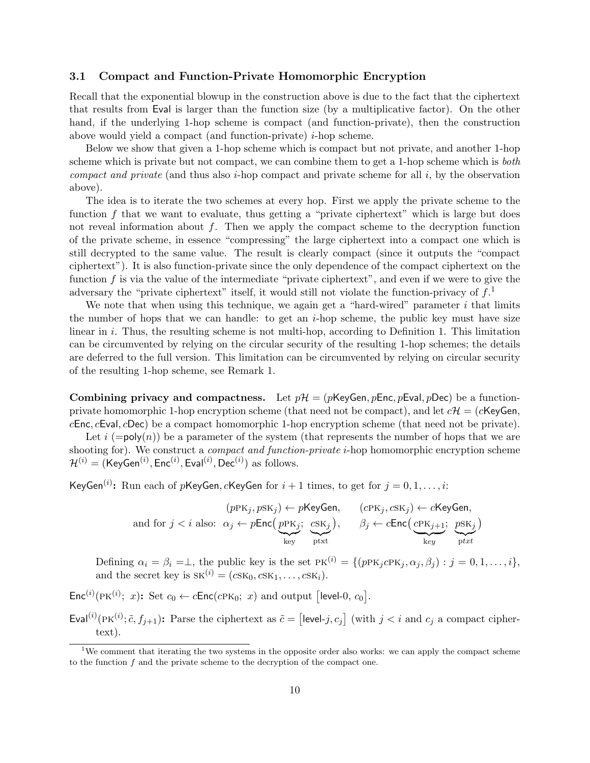### 3.1 Compact and Function-Private Homomorphic Encryption

Recall that the exponential blowup in the construction above is due to the fact that the ciphertext that results from $\mathsf{Eval}$ is larger than the function size (by a multiplicative factor). On the other hand, if the underlying 1-hop scheme is compact (and function-private), then the construction above would yield a compact (and function-private) $i$-hop scheme.

Below we show that given a 1-hop scheme which is compact but not private, and another 1-hop scheme which is private but not compact, we can combine them to get a 1-hop scheme which is *both compact and private* (and thus also $i$-hop compact and private scheme for all $i$, by the observation above).

The idea is to iterate the two schemes at every hop. First we apply the private scheme to the function $f$ that we want to evaluate, thus getting a "private ciphertext" which is large but does not reveal information about $f$. Then we apply the compact scheme to the decryption function of the private scheme, in essence "compressing" the large ciphertext into a compact one which is still decrypted to the same value. The result is clearly compact (since it outputs the "compact ciphertext"). It is also function-private since the only dependence of the compact ciphertext on the function $f$ is via the value of the intermediate "private ciphertext", and even if we were to give the adversary the "private ciphertext" itself, it would still not violate the function-privacy of $f$.[1]

We note that when using this technique, we again get a "hard-wired" parameter $i$ that limits the number of hops that we can handle: to get an $i$-hop scheme, the public key must have size linear in $i$. Thus, the resulting scheme is not multi-hop, according to Definition 1. This limitation can be circumvented by relying on the circular security of the resulting 1-hop schemes; the details are deferred to the full version. This limitation can be circumvented by relying on circular security of the resulting 1-hop scheme, see Remark 1.

**Combining privacy and compactness.** Let $p\mathcal{H} = (p\mathsf{KeyGen}, p\mathsf{Enc}, p\mathsf{Eval}, p\mathsf{Dec})$ be a function-private homomorphic 1-hop encryption scheme (that need not be compact), and let $c\mathcal{H} = (c\mathsf{KeyGen}, c\mathsf{Enc}, c\mathsf{Eval}, c\mathsf{Dec})$ be a compact homomorphic 1-hop encryption scheme (that need not be private).

Let $i$ ($=\mathsf{poly}(n)$) be a parameter of the system (that represents the number of hops that we are shooting for). We construct a *compact and function-private* $i$-hop homomorphic encryption scheme $\mathcal{H}^{(i)} = (\mathsf{KeyGen}^{(i)}, \mathsf{Enc}^{(i)}, \mathsf{Eval}^{(i)}, \mathsf{Dec}^{(i)})$ as follows.

$\mathsf{KeyGen}^{(i)}$**:** Run each of $p\mathsf{KeyGen}, c\mathsf{KeyGen}$ for $i+1$ times, to get for $j = 0, 1, \ldots, i$:

$$
\begin{aligned}
&(p\text{PK}_j, p\text{SK}_j) \leftarrow p\mathsf{KeyGen}, \qquad (c\text{PK}_j, c\text{SK}_j) \leftarrow c\mathsf{KeyGen},\\
\text{and for } j < i \text{ also: } \ &\alpha_j \leftarrow p\mathsf{Enc}\big(\underbrace{p\text{PK}_j}_{\text{key}};\ \underbrace{c\text{SK}_j}_{\text{ptxt}}\big), \qquad \beta_j \leftarrow c\mathsf{Enc}\big(\underbrace{c\text{PK}_{j+1}}_{\text{key}};\ \underbrace{p\text{SK}_j}_{\text{ptxt}}\big)
\end{aligned}
$$

Defining $\alpha_i = \beta_i = \perp$, the public key is the set $\text{PK}^{(i)} = \{(p\text{PK}_j c\text{PK}_j, \alpha_j, \beta_j) : j = 0, 1, \ldots, i\}$, and the secret key is $\text{SK}^{(i)} = (c\text{SK}_0, c\text{SK}_1, \ldots, c\text{SK}_i)$.

$\mathsf{Enc}^{(i)}(\text{PK}^{(i)};\ x)$**:** Set $c_0 \leftarrow c\mathsf{Enc}(c\text{PK}_0;\ x)$ and output $\big[\mathsf{level}\text{-}0,\ c_0\big]$.

$\mathsf{Eval}^{(i)}(\text{PK}^{(i)}; \tilde{c}, f_{j+1})$**:** Parse the ciphertext as $\tilde{c} = \big[\mathsf{level}\text{-}j, c_j\big]$ (with $j < i$ and $c_j$ a compact ciphertext).

[1] We comment that iterating the two systems in the opposite order also works: we can apply the compact scheme to the function $f$ and the private scheme to the decryption of the compact one.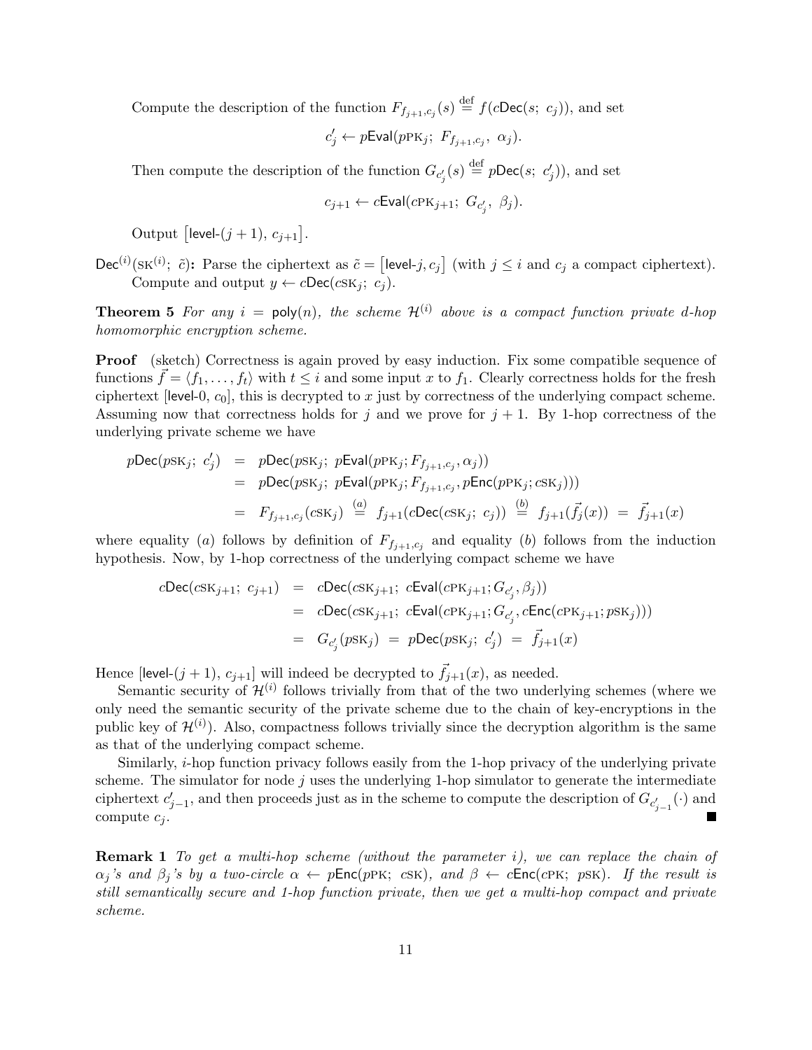Compute the description of the function $F_{f_{j+1},c_j}(s) \stackrel{\text{def}}{=} f(c\mathsf{Dec}(s;\ c_j))$, and set

$$c'_j \leftarrow p\mathsf{Eval}(p\text{PK}_j;\ F_{f_{j+1},c_j},\ \alpha_j).$$

Then compute the description of the function $G_{c'_j}(s) \stackrel{\text{def}}{=} p\mathsf{Dec}(s;\ c'_j))$, and set

$$c_{j+1} \leftarrow c\mathsf{Eval}(c\text{PK}_{j+1};\ G_{c'_j},\ \beta_j).$$

Output $\left[\text{level-}(j+1),\ c_{j+1}\right]$.

$\mathsf{Dec}^{(i)}(\text{SK}^{(i)};\ \tilde{c})$**:** Parse the ciphertext as $\tilde{c} = \left[\text{level-}j, c_j\right]$ (with $j \leq i$ and $c_j$ a compact ciphertext). Compute and output $y \leftarrow c\mathsf{Dec}(c\text{SK}_j;\ c_j)$.

**Theorem 5** *For any $i = \mathsf{poly}(n)$, the scheme $\mathcal{H}^{(i)}$ above is a compact function private d-hop homomorphic encryption scheme.*

**Proof** (sketch) Correctness is again proved by easy induction. Fix some compatible sequence of functions $\vec{f} = \langle f_1, \ldots, f_t \rangle$ with $t \leq i$ and some input $x$ to $f_1$. Clearly correctness holds for the fresh ciphertext [level-0, $c_0$], this is decrypted to $x$ just by correctness of the underlying compact scheme. Assuming now that correctness holds for $j$ and we prove for $j+1$. By 1-hop correctness of the underlying private scheme we have

$$\begin{aligned}
p\mathsf{Dec}(p\text{SK}_j;\ c'_j) &= p\mathsf{Dec}(p\text{SK}_j;\ p\mathsf{Eval}(p\text{PK}_j; F_{f_{j+1},c_j}, \alpha_j)) \\
&= p\mathsf{Dec}(p\text{SK}_j;\ p\mathsf{Eval}(p\text{PK}_j; F_{f_{j+1},c_j}, p\mathsf{Enc}(p\text{PK}_j; c\text{SK}_j))) \\
&= F_{f_{j+1},c_j}(c\text{SK}_j) \stackrel{(a)}{=} f_{j+1}(c\mathsf{Dec}(c\text{SK}_j;\ c_j)) \stackrel{(b)}{=} f_{j+1}(\vec{f_j}(x)) = \vec{f}_{j+1}(x)
\end{aligned}$$

where equality $(a)$ follows by definition of $F_{f_{j+1},c_j}$ and equality $(b)$ follows from the induction hypothesis. Now, by 1-hop correctness of the underlying compact scheme we have

$$\begin{aligned}
c\mathsf{Dec}(c\text{SK}_{j+1};\ c_{j+1}) &= c\mathsf{Dec}(c\text{SK}_{j+1};\ c\mathsf{Eval}(c\text{PK}_{j+1}; G_{c'_j}, \beta_j)) \\
&= c\mathsf{Dec}(c\text{SK}_{j+1};\ c\mathsf{Eval}(c\text{PK}_{j+1}; G_{c'_j}, c\mathsf{Enc}(c\text{PK}_{j+1}; p\text{SK}_j))) \\
&= G_{c'_j}(p\text{SK}_j) = p\mathsf{Dec}(p\text{SK}_j;\ c'_j) = \vec{f}_{j+1}(x)
\end{aligned}$$

Hence [level-$(j+1)$, $c_{j+1}$] will indeed be decrypted to $\vec{f}_{j+1}(x)$, as needed.

Semantic security of $\mathcal{H}^{(i)}$ follows trivially from that of the two underlying schemes (where we only need the semantic security of the private scheme due to the chain of key-encryptions in the public key of $\mathcal{H}^{(i)}$). Also, compactness follows trivially since the decryption algorithm is the same as that of the underlying compact scheme.

Similarly, $i$-hop function privacy follows easily from the 1-hop privacy of the underlying private scheme. The simulator for node $j$ uses the underlying 1-hop simulator to generate the intermediate ciphertext $c'_{j-1}$, and then proceeds just as in the scheme to compute the description of $G_{c'_{j-1}}(\cdot)$ and compute $c_j$. ■

**Remark 1** *To get a multi-hop scheme (without the parameter $i$), we can replace the chain of $\alpha_j$'s and $\beta_j$'s by a two-circle $\alpha \leftarrow p\mathsf{Enc}(p\text{PK};\ c\text{SK})$, and $\beta \leftarrow c\mathsf{Enc}(c\text{PK};\ p\text{SK})$. If the result is still semantically secure and 1-hop function private, then we get a multi-hop compact and private scheme.*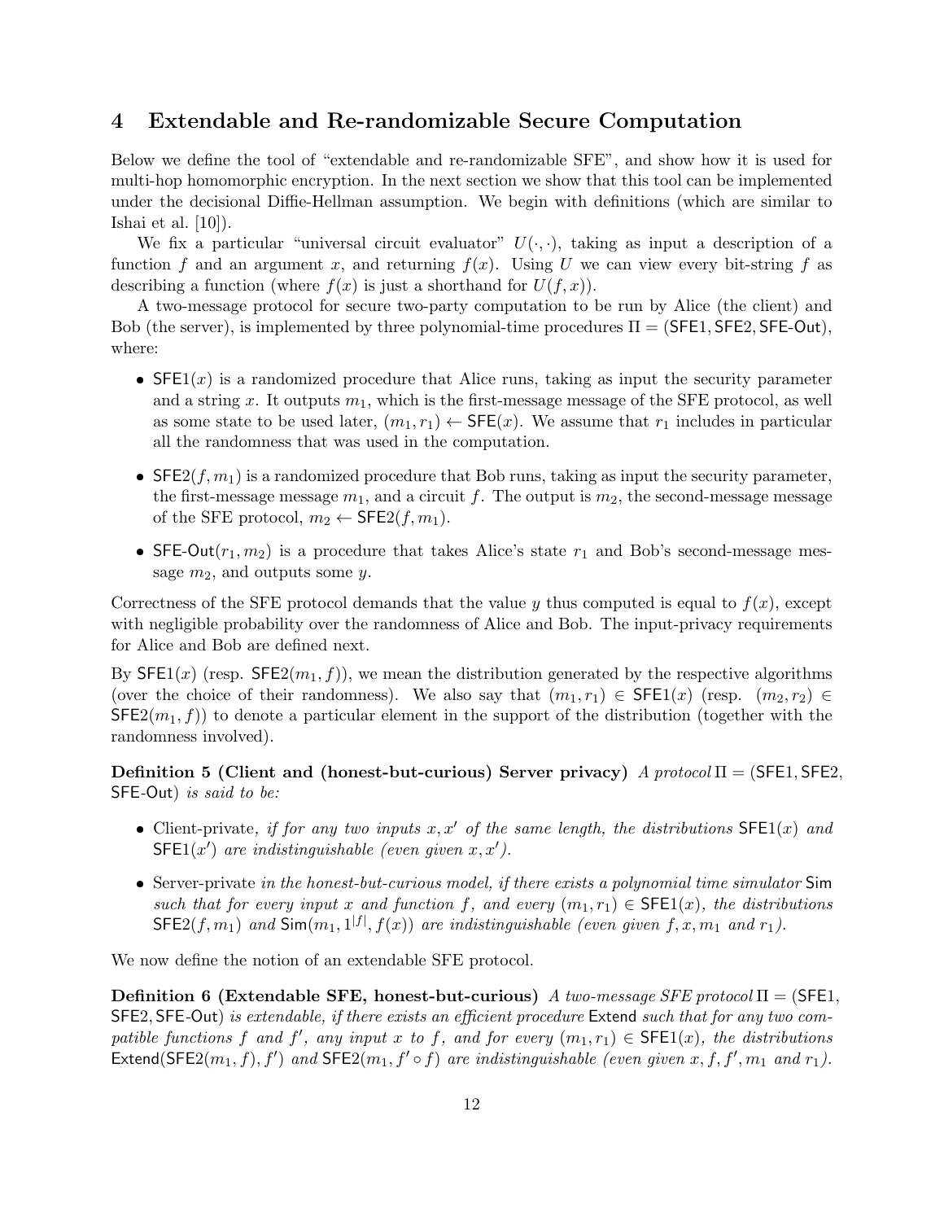## 4 Extendable and Re-randomizable Secure Computation

Below we define the tool of "extendable and re-randomizable SFE", and show how it is used for multi-hop homomorphic encryption. In the next section we show that this tool can be implemented under the decisional Diffie-Hellman assumption. We begin with definitions (which are similar to Ishai et al. [10]).

We fix a particular "universal circuit evaluator" $U(\cdot,\cdot)$, taking as input a description of a function $f$ and an argument $x$, and returning $f(x)$. Using $U$ we can view every bit-string $f$ as describing a function (where $f(x)$ is just a shorthand for $U(f,x)$).

A two-message protocol for secure two-party computation to be run by Alice (the client) and Bob (the server), is implemented by three polynomial-time procedures $\Pi = (\mathsf{SFE1}, \mathsf{SFE2}, \mathsf{SFE\text{-}Out})$, where:

- $\mathsf{SFE1}(x)$ is a randomized procedure that Alice runs, taking as input the security parameter and a string $x$. It outputs $m_1$, which is the first-message message of the SFE protocol, as well as some state to be used later, $(m_1, r_1) \leftarrow \mathsf{SFE}(x)$. We assume that $r_1$ includes in particular all the randomness that was used in the computation.
- $\mathsf{SFE2}(f, m_1)$ is a randomized procedure that Bob runs, taking as input the security parameter, the first-message message $m_1$, and a circuit $f$. The output is $m_2$, the second-message message of the SFE protocol, $m_2 \leftarrow \mathsf{SFE2}(f, m_1)$.
- $\mathsf{SFE\text{-}Out}(r_1, m_2)$ is a procedure that takes Alice's state $r_1$ and Bob's second-message message $m_2$, and outputs some $y$.

Correctness of the SFE protocol demands that the value $y$ thus computed is equal to $f(x)$, except with negligible probability over the randomness of Alice and Bob. The input-privacy requirements for Alice and Bob are defined next.

By $\mathsf{SFE1}(x)$ (resp. $\mathsf{SFE2}(m_1, f)$), we mean the distribution generated by the respective algorithms (over the choice of their randomness). We also say that $(m_1, r_1) \in \mathsf{SFE1}(x)$ (resp. $(m_2, r_2) \in \mathsf{SFE2}(m_1, f)$) to denote a particular element in the support of the distribution (together with the randomness involved).

**Definition 5 (Client and (honest-but-curious) Server privacy)** *A protocol* $\Pi = (\mathsf{SFE1}, \mathsf{SFE2}, \mathsf{SFE\text{-}Out})$ *is said to be:*

- Client-private*, if for any two inputs $x, x'$ of the same length, the distributions $\mathsf{SFE1}(x)$ and $\mathsf{SFE1}(x')$ are indistinguishable (even given $x, x'$).*
- Server-private *in the honest-but-curious model, if there exists a polynomial time simulator* $\mathsf{Sim}$ *such that for every input $x$ and function $f$, and every $(m_1, r_1) \in \mathsf{SFE1}(x)$, the distributions $\mathsf{SFE2}(f, m_1)$ and $\mathsf{Sim}(m_1, 1^{|f|}, f(x))$ are indistinguishable (even given $f, x, m_1$ and $r_1$).*

We now define the notion of an extendable SFE protocol.

**Definition 6 (Extendable SFE, honest-but-curious)** *A two-message SFE protocol* $\Pi = (\mathsf{SFE1}, \mathsf{SFE2}, \mathsf{SFE\text{-}Out})$ *is extendable, if there exists an efficient procedure* $\mathsf{Extend}$ *such that for any two compatible functions $f$ and $f'$, any input $x$ to $f$, and for every $(m_1, r_1) \in \mathsf{SFE1}(x)$, the distributions $\mathsf{Extend}(\mathsf{SFE2}(m_1, f), f')$ and $\mathsf{SFE2}(m_1, f' \circ f)$ are indistinguishable (even given $x, f, f', m_1$ and $r_1$).*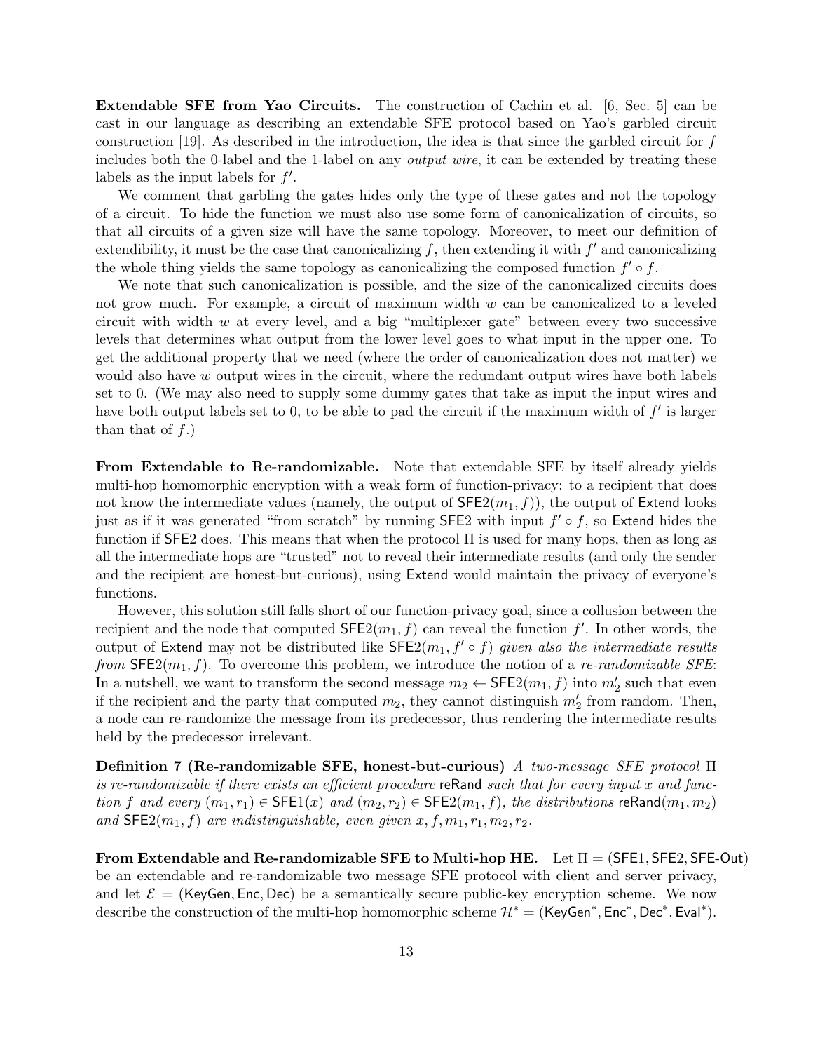**Extendable SFE from Yao Circuits.** The construction of Cachin et al. [6, Sec. 5] can be cast in our language as describing an extendable SFE protocol based on Yao's garbled circuit construction [19]. As described in the introduction, the idea is that since the garbled circuit for $f$ includes both the 0-label and the 1-label on any *output wire*, it can be extended by treating these labels as the input labels for $f'$.

We comment that garbling the gates hides only the type of these gates and not the topology of a circuit. To hide the function we must also use some form of canonicalization of circuits, so that all circuits of a given size will have the same topology. Moreover, to meet our definition of extendibility, it must be the case that canonicalizing $f$, then extending it with $f'$ and canonicalizing the whole thing yields the same topology as canonicalizing the composed function $f' \circ f$.

We note that such canonicalization is possible, and the size of the canonicalized circuits does not grow much. For example, a circuit of maximum width $w$ can be canonicalized to a leveled circuit with width $w$ at every level, and a big "multiplexer gate" between every two successive levels that determines what output from the lower level goes to what input in the upper one. To get the additional property that we need (where the order of canonicalization does not matter) we would also have $w$ output wires in the circuit, where the redundant output wires have both labels set to 0. (We may also need to supply some dummy gates that take as input the input wires and have both output labels set to 0, to be able to pad the circuit if the maximum width of $f'$ is larger than that of $f$.)

**From Extendable to Re-randomizable.** Note that extendable SFE by itself already yields multi-hop homomorphic encryption with a weak form of function-privacy: to a recipient that does not know the intermediate values (namely, the output of $\mathsf{SFE2}(m_1, f)$), the output of $\mathsf{Extend}$ looks just as if it was generated "from scratch" by running $\mathsf{SFE2}$ with input $f' \circ f$, so $\mathsf{Extend}$ hides the function if $\mathsf{SFE2}$ does. This means that when the protocol $\Pi$ is used for many hops, then as long as all the intermediate hops are "trusted" not to reveal their intermediate results (and only the sender and the recipient are honest-but-curious), using $\mathsf{Extend}$ would maintain the privacy of everyone's functions.

However, this solution still falls short of our function-privacy goal, since a collusion between the recipient and the node that computed $\mathsf{SFE2}(m_1, f)$ can reveal the function $f'$. In other words, the output of $\mathsf{Extend}$ may not be distributed like $\mathsf{SFE2}(m_1, f' \circ f)$ *given also the intermediate results from* $\mathsf{SFE2}(m_1, f)$. To overcome this problem, we introduce the notion of a *re-randomizable SFE*: In a nutshell, we want to transform the second message $m_2 \leftarrow \mathsf{SFE2}(m_1, f)$ into $m_2'$ such that even if the recipient and the party that computed $m_2$, they cannot distinguish $m_2'$ from random. Then, a node can re-randomize the message from its predecessor, thus rendering the intermediate results held by the predecessor irrelevant.

**Definition 7 (Re-randomizable SFE, honest-but-curious)** *A two-message SFE protocol* $\Pi$ *is re-randomizable if there exists an efficient procedure* $\mathsf{reRand}$ *such that for every input* $x$ *and function* $f$ *and every* $(m_1, r_1) \in \mathsf{SFE1}(x)$ *and* $(m_2, r_2) \in \mathsf{SFE2}(m_1, f)$*, the distributions* $\mathsf{reRand}(m_1, m_2)$ *and* $\mathsf{SFE2}(m_1, f)$ *are indistinguishable, even given* $x, f, m_1, r_1, m_2, r_2$.

**From Extendable and Re-randomizable SFE to Multi-hop HE.** Let $\Pi = (\mathsf{SFE1}, \mathsf{SFE2}, \mathsf{SFE\text{-}Out})$ be an extendable and re-randomizable two message SFE protocol with client and server privacy, and let $\mathcal{E} = (\mathsf{KeyGen}, \mathsf{Enc}, \mathsf{Dec})$ be a semantically secure public-key encryption scheme. We now describe the construction of the multi-hop homomorphic scheme $\mathcal{H}^* = (\mathsf{KeyGen}^*, \mathsf{Enc}^*, \mathsf{Dec}^*, \mathsf{Eval}^*)$.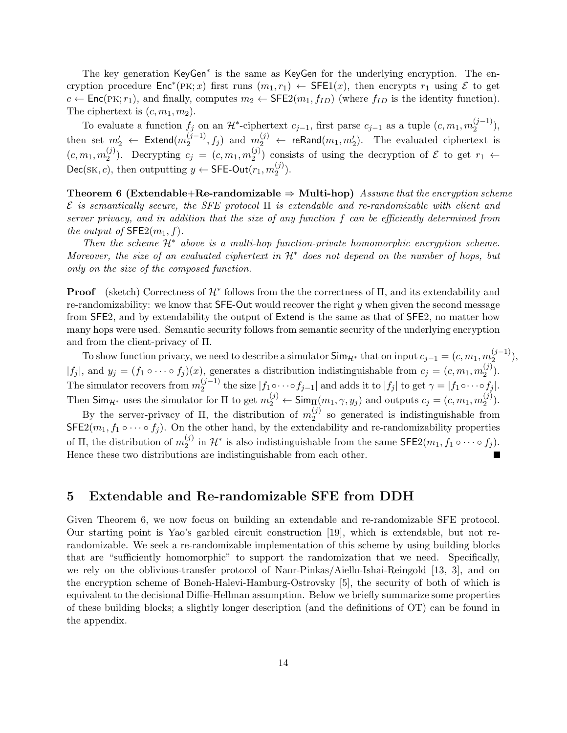The key generation $\mathsf{KeyGen}^*$ is the same as $\mathsf{KeyGen}$ for the underlying encryption. The encryption procedure $\mathsf{Enc}^*(\text{PK}; x)$ first runs $(m_1, r_1) \leftarrow \mathsf{SFE1}(x)$, then encrypts $r_1$ using $\mathcal{E}$ to get $c \leftarrow \mathsf{Enc}(\text{PK}; r_1)$, and finally, computes $m_2 \leftarrow \mathsf{SFE2}(m_1, f_{ID})$ (where $f_{ID}$ is the identity function). The ciphertext is $(c, m_1, m_2)$.

To evaluate a function $f_j$ on an $\mathcal{H}^*$-ciphertext $c_{j-1}$, first parse $c_{j-1}$ as a tuple $(c, m_1, m_2^{(j-1)})$, then set $m_2' \leftarrow \mathsf{Extend}(m_2^{(j-1)}, f_j)$ and $m_2^{(j)} \leftarrow \mathsf{reRand}(m_1, m_2')$. The evaluated ciphertext is $(c, m_1, m_2^{(j)})$. Decrypting $c_j = (c, m_1, m_2^{(j)})$ consists of using the decryption of $\mathcal{E}$ to get $r_1 \leftarrow \mathsf{Dec}(\text{SK}, c)$, then outputting $y \leftarrow \mathsf{SFE\text{-}Out}(r_1, m_2^{(j)})$.

**Theorem 6 (Extendable+Re-randomizable $\Rightarrow$ Multi-hop)** *Assume that the encryption scheme $\mathcal{E}$ is semantically secure, the SFE protocol $\Pi$ is extendable and re-randomizable with client and server privacy, and in addition that the size of any function $f$ can be efficiently determined from the output of $\mathsf{SFE2}(m_1, f)$.*

*Then the scheme $\mathcal{H}^*$ above is a multi-hop function-private homomorphic encryption scheme. Moreover, the size of an evaluated ciphertext in $\mathcal{H}^*$ does not depend on the number of hops, but only on the size of the composed function.*

**Proof** (sketch) Correctness of $\mathcal{H}^*$ follows from the the correctness of $\Pi$, and its extendability and re-randomizability: we know that $\mathsf{SFE\text{-}Out}$ would recover the right $y$ when given the second message from $\mathsf{SFE2}$, and by extendability the output of $\mathsf{Extend}$ is the same as that of $\mathsf{SFE2}$, no matter how many hops were used. Semantic security follows from semantic security of the underlying encryption and from the client-privacy of $\Pi$.

To show function privacy, we need to describe a simulator $\mathsf{Sim}_{\mathcal{H}^*}$ that on input $c_{j-1} = (c, m_1, m_2^{(j-1)})$, $|f_j|$, and $y_j = (f_1 \circ \cdots \circ f_j)(x)$, generates a distribution indistinguishable from $c_j = (c, m_1, m_2^{(j)})$. The simulator recovers from $m_2^{(j-1)}$ the size $|f_1 \circ \cdots \circ f_{j-1}|$ and adds it to $|f_j|$ to get $\gamma = |f_1 \circ \cdots \circ f_j|$. Then $\mathsf{Sim}_{\mathcal{H}^*}$ uses the simulator for $\Pi$ to get $m_2^{(j)} \leftarrow \mathsf{Sim}_\Pi(m_1, \gamma, y_j)$ and outputs $c_j = (c, m_1, m_2^{(j)})$.

By the server-privacy of $\Pi$, the distribution of $m_2^{(j)}$ so generated is indistinguishable from $\mathsf{SFE2}(m_1, f_1 \circ \cdots \circ f_j)$. On the other hand, by the extendability and re-randomizability properties of $\Pi$, the distribution of $m_2^{(j)}$ in $\mathcal{H}^*$ is also indistinguishable from the same $\mathsf{SFE2}(m_1, f_1 \circ \cdots \circ f_j)$. Hence these two distributions are indistinguishable from each other. ■

## 5 Extendable and Re-randomizable SFE from DDH

Given Theorem 6, we now focus on building an extendable and re-randomizable SFE protocol. Our starting point is Yao's garbled circuit construction [19], which is extendable, but not re-randomizable. We seek a re-randomizable implementation of this scheme by using building blocks that are "sufficiently homomorphic" to support the randomization that we need. Specifically, we rely on the oblivious-transfer protocol of Naor-Pinkas/Aiello-Ishai-Reingold [13, 3], and on the encryption scheme of Boneh-Halevi-Hamburg-Ostrovsky [5], the security of both of which is equivalent to the decisional Diffie-Hellman assumption. Below we briefly summarize some properties of these building blocks; a slightly longer description (and the definitions of OT) can be found in the appendix.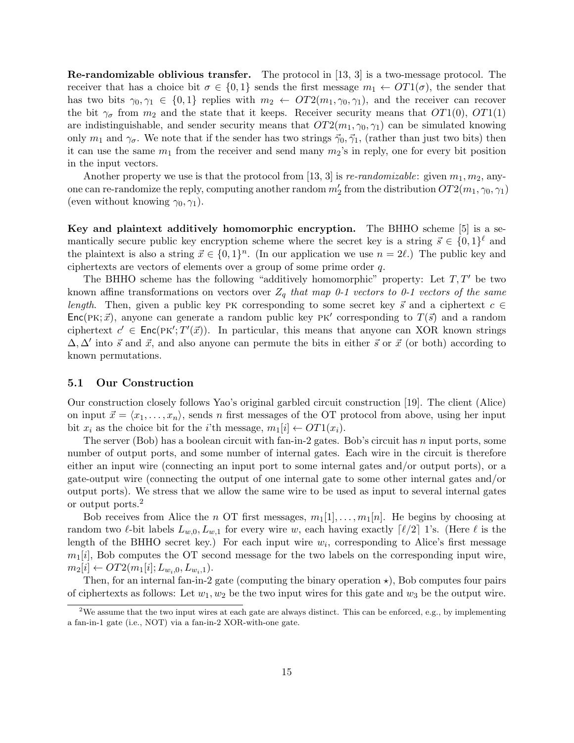**Re-randomizable oblivious transfer.** The protocol in [13, 3] is a two-message protocol. The receiver that has a choice bit $\sigma \in \{0,1\}$ sends the first message $m_1 \leftarrow OT1(\sigma)$, the sender that has two bits $\gamma_0, \gamma_1 \in \{0,1\}$ replies with $m_2 \leftarrow OT2(m_1, \gamma_0, \gamma_1)$, and the receiver can recover the bit $\gamma_\sigma$ from $m_2$ and the state that it keeps. Receiver security means that $OT1(0)$, $OT1(1)$ are indistinguishable, and sender security means that $OT2(m_1, \gamma_0, \gamma_1)$ can be simulated knowing only $m_1$ and $\gamma_\sigma$. We note that if the sender has two strings $\vec{\gamma}_0, \vec{\gamma}_1$, (rather than just two bits) then it can use the same $m_1$ from the receiver and send many $m_2$'s in reply, one for every bit position in the input vectors.

Another property we use is that the protocol from [13, 3] is *re-randomizable*: given $m_1, m_2$, anyone can re-randomize the reply, computing another random $m_2'$ from the distribution $OT2(m_1, \gamma_0, \gamma_1)$ (even without knowing $\gamma_0, \gamma_1$).

**Key and plaintext additively homomorphic encryption.** The BHHO scheme [5] is a semantically secure public key encryption scheme where the secret key is a string $\vec{s} \in \{0,1\}^\ell$ and the plaintext is also a string $\vec{x} \in \{0,1\}^n$. (In our application we use $n = 2\ell$.) The public key and ciphertexts are vectors of elements over a group of some prime order $q$.

The BHHO scheme has the following "additively homomorphic" property: Let $T, T'$ be two known affine transformations on vectors over $Z_q$ *that map 0-1 vectors to 0-1 vectors of the same length*. Then, given a public key PK corresponding to some secret key $\vec{s}$ and a ciphertext $c \in \mathsf{Enc}(\text{PK}; \vec{x})$, anyone can generate a random public key PK$'$ corresponding to $T(\vec{s})$ and a random ciphertext $c' \in \mathsf{Enc}(\text{PK}'; T'(\vec{x}))$. In particular, this means that anyone can XOR known strings $\Delta, \Delta'$ into $\vec{s}$ and $\vec{x}$, and also anyone can permute the bits in either $\vec{s}$ or $\vec{x}$ (or both) according to known permutations.

## 5.1 Our Construction

Our construction closely follows Yao's original garbled circuit construction [19]. The client (Alice) on input $\vec{x} = \langle x_1, \ldots, x_n \rangle$, sends $n$ first messages of the OT protocol from above, using her input bit $x_i$ as the choice bit for the $i$'th message, $m_1[i] \leftarrow OT1(x_i)$.

The server (Bob) has a boolean circuit with fan-in-2 gates. Bob's circuit has $n$ input ports, some number of output ports, and some number of internal gates. Each wire in the circuit is therefore either an input wire (connecting an input port to some internal gates and/or output ports), or a gate-output wire (connecting the output of one internal gate to some other internal gates and/or output ports). We stress that we allow the same wire to be used as input to several internal gates or output ports.[2]

Bob receives from Alice the $n$ OT first messages, $m_1[1], \ldots, m_1[n]$. He begins by choosing at random two $\ell$-bit labels $L_{w,0}, L_{w,1}$ for every wire $w$, each having exactly $\lceil \ell/2 \rceil$ 1's. (Here $\ell$ is the length of the BHHO secret key.) For each input wire $w_i$, corresponding to Alice's first message $m_1[i]$, Bob computes the OT second message for the two labels on the corresponding input wire, $m_2[i] \leftarrow OT2(m_1[i]; L_{w_i,0}, L_{w_i,1})$.

Then, for an internal fan-in-2 gate (computing the binary operation $\star$), Bob computes four pairs of ciphertexts as follows: Let $w_1, w_2$ be the two input wires for this gate and $w_3$ be the output wire.

[2] We assume that the two input wires at each gate are always distinct. This can be enforced, e.g., by implementing a fan-in-1 gate (i.e., NOT) via a fan-in-2 XOR-with-one gate.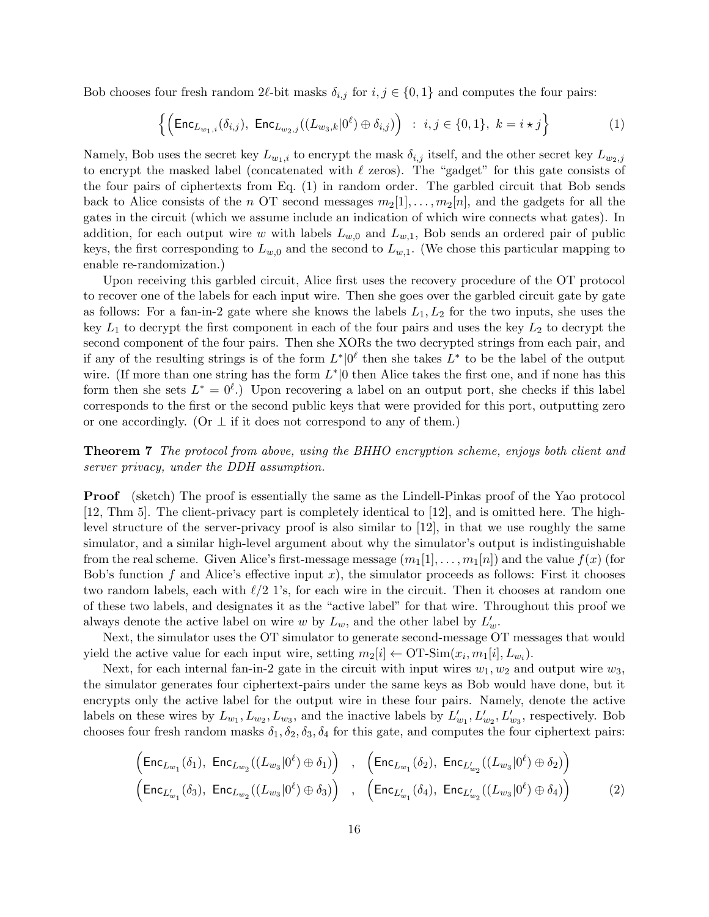Bob chooses four fresh random $2\ell$-bit masks $\delta_{i,j}$ for $i, j \in \{0,1\}$ and computes the four pairs:

$$\left\{ \left( \mathsf{Enc}_{L_{w_1,i}}(\delta_{i,j}),\ \mathsf{Enc}_{L_{w_2,j}}((L_{w_3,k}|0^\ell) \oplus \delta_{i,j}) \right) \ :\ i,j \in \{0,1\},\ k = i \star j \right\} \tag{1}$$

Namely, Bob uses the secret key $L_{w_1,i}$ to encrypt the mask $\delta_{i,j}$ itself, and the other secret key $L_{w_2,j}$ to encrypt the masked label (concatenated with $\ell$ zeros). The "gadget" for this gate consists of the four pairs of ciphertexts from Eq. (1) in random order. The garbled circuit that Bob sends back to Alice consists of the $n$ OT second messages $m_2[1], \ldots, m_2[n]$, and the gadgets for all the gates in the circuit (which we assume include an indication of which wire connects what gates). In addition, for each output wire $w$ with labels $L_{w,0}$ and $L_{w,1}$, Bob sends an ordered pair of public keys, the first corresponding to $L_{w,0}$ and the second to $L_{w,1}$. (We chose this particular mapping to enable re-randomization.)

Upon receiving this garbled circuit, Alice first uses the recovery procedure of the OT protocol to recover one of the labels for each input wire. Then she goes over the garbled circuit gate by gate as follows: For a fan-in-2 gate where she knows the labels $L_1, L_2$ for the two inputs, she uses the key $L_1$ to decrypt the first component in each of the four pairs and uses the key $L_2$ to decrypt the second component of the four pairs. Then she XORs the two decrypted strings from each pair, and if any of the resulting strings is of the form $L^*|0^\ell$ then she takes $L^*$ to be the label of the output wire. (If more than one string has the form $L^*|0$ then Alice takes the first one, and if none has this form then she sets $L^* = 0^\ell$.) Upon recovering a label on an output port, she checks if this label corresponds to the first or the second public keys that were provided for this port, outputting zero or one accordingly. (Or $\perp$ if it does not correspond to any of them.)

**Theorem 7** *The protocol from above, using the BHHO encryption scheme, enjoys both client and server privacy, under the DDH assumption.*

**Proof** (sketch) The proof is essentially the same as the Lindell-Pinkas proof of the Yao protocol [12, Thm 5]. The client-privacy part is completely identical to [12], and is omitted here. The high-level structure of the server-privacy proof is also similar to [12], in that we use roughly the same simulator, and a similar high-level argument about why the simulator's output is indistinguishable from the real scheme. Given Alice's first-message message $(m_1[1], \ldots, m_1[n])$ and the value $f(x)$ (for Bob's function $f$ and Alice's effective input $x$), the simulator proceeds as follows: First it chooses two random labels, each with $\ell/2$ 1's, for each wire in the circuit. Then it chooses at random one of these two labels, and designates it as the "active label" for that wire. Throughout this proof we always denote the active label on wire $w$ by $L_w$, and the other label by $L'_w$.

Next, the simulator uses the OT simulator to generate second-message OT messages that would yield the active value for each input wire, setting $m_2[i] \leftarrow \text{OT-Sim}(x_i, m_1[i], L_{w_i})$.

Next, for each internal fan-in-2 gate in the circuit with input wires $w_1, w_2$ and output wire $w_3$, the simulator generates four ciphertext-pairs under the same keys as Bob would have done, but it encrypts only the active label for the output wire in these four pairs. Namely, denote the active labels on these wires by $L_{w_1}, L_{w_2}, L_{w_3}$, and the inactive labels by $L'_{w_1}, L'_{w_2}, L'_{w_3}$, respectively. Bob chooses four fresh random masks $\delta_1, \delta_2, \delta_3, \delta_4$ for this gate, and computes the four ciphertext pairs:

$$\begin{aligned}
&\left( \mathsf{Enc}_{L_{w_1}}(\delta_1),\ \mathsf{Enc}_{L_{w_2}}((L_{w_3}|0^\ell) \oplus \delta_1) \right) \quad , \quad \left( \mathsf{Enc}_{L_{w_1}}(\delta_2),\ \mathsf{Enc}_{L'_{w_2}}((L_{w_3}|0^\ell) \oplus \delta_2) \right) \\
&\left( \mathsf{Enc}_{L'_{w_1}}(\delta_3),\ \mathsf{Enc}_{L_{w_2}}((L_{w_3}|0^\ell) \oplus \delta_3) \right) \quad , \quad \left( \mathsf{Enc}_{L'_{w_1}}(\delta_4),\ \mathsf{Enc}_{L'_{w_2}}((L_{w_3}|0^\ell) \oplus \delta_4) \right)
\end{aligned} \tag{2}$$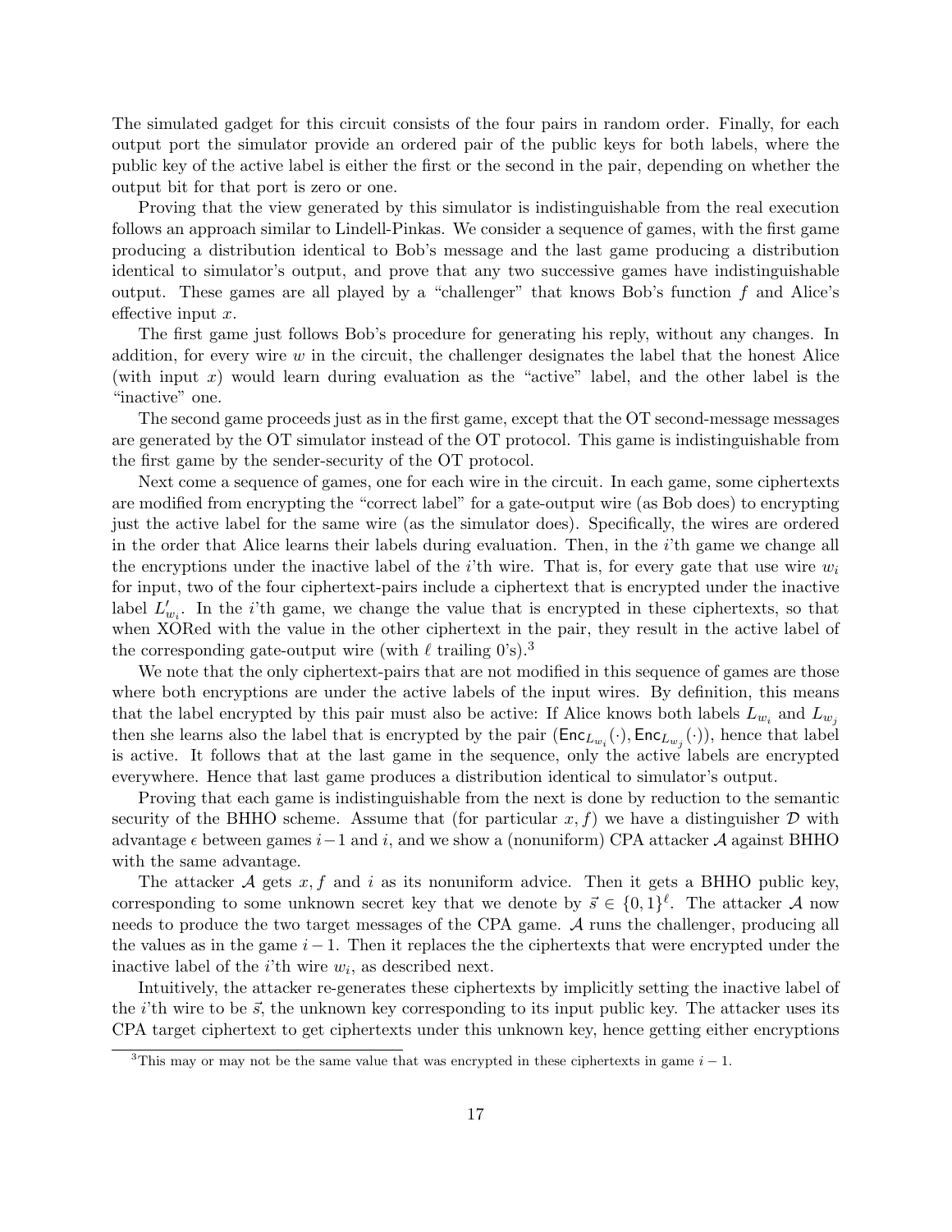The simulated gadget for this circuit consists of the four pairs in random order. Finally, for each output port the simulator provide an ordered pair of the public keys for both labels, where the public key of the active label is either the first or the second in the pair, depending on whether the output bit for that port is zero or one.

Proving that the view generated by this simulator is indistinguishable from the real execution follows an approach similar to Lindell-Pinkas. We consider a sequence of games, with the first game producing a distribution identical to Bob's message and the last game producing a distribution identical to simulator's output, and prove that any two successive games have indistinguishable output. These games are all played by a "challenger" that knows Bob's function $f$ and Alice's effective input $x$.

The first game just follows Bob's procedure for generating his reply, without any changes. In addition, for every wire $w$ in the circuit, the challenger designates the label that the honest Alice (with input $x$) would learn during evaluation as the "active" label, and the other label is the "inactive" one.

The second game proceeds just as in the first game, except that the OT second-message messages are generated by the OT simulator instead of the OT protocol. This game is indistinguishable from the first game by the sender-security of the OT protocol.

Next come a sequence of games, one for each wire in the circuit. In each game, some ciphertexts are modified from encrypting the "correct label" for a gate-output wire (as Bob does) to encrypting just the active label for the same wire (as the simulator does). Specifically, the wires are ordered in the order that Alice learns their labels during evaluation. Then, in the $i$'th game we change all the encryptions under the inactive label of the $i$'th wire. That is, for every gate that use wire $w_i$ for input, two of the four ciphertext-pairs include a ciphertext that is encrypted under the inactive label $L'_{w_i}$. In the $i$'th game, we change the value that is encrypted in these ciphertexts, so that when XORed with the value in the other ciphertext in the pair, they result in the active label of the corresponding gate-output wire (with $\ell$ trailing 0's).[3]

We note that the only ciphertext-pairs that are not modified in this sequence of games are those where both encryptions are under the active labels of the input wires. By definition, this means that the label encrypted by this pair must also be active: If Alice knows both labels $L_{w_i}$ and $L_{w_j}$ then she learns also the label that is encrypted by the pair $(\mathsf{Enc}_{L_{w_i}}(\cdot), \mathsf{Enc}_{L_{w_j}}(\cdot))$, hence that label is active. It follows that at the last game in the sequence, only the active labels are encrypted everywhere. Hence that last game produces a distribution identical to simulator's output.

Proving that each game is indistinguishable from the next is done by reduction to the semantic security of the BHHO scheme. Assume that (for particular $x, f$) we have a distinguisher $\mathcal{D}$ with advantage $\epsilon$ between games $i-1$ and $i$, and we show a (nonuniform) CPA attacker $\mathcal{A}$ against BHHO with the same advantage.

The attacker $\mathcal{A}$ gets $x, f$ and $i$ as its nonuniform advice. Then it gets a BHHO public key, corresponding to some unknown secret key that we denote by $\vec{s} \in \{0,1\}^\ell$. The attacker $\mathcal{A}$ now needs to produce the two target messages of the CPA game. $\mathcal{A}$ runs the challenger, producing all the values as in the game $i-1$. Then it replaces the the ciphertexts that were encrypted under the inactive label of the $i$'th wire $w_i$, as described next.

Intuitively, the attacker re-generates these ciphertexts by implicitly setting the inactive label of the $i$'th wire to be $\vec{s}$, the unknown key corresponding to its input public key. The attacker uses its CPA target ciphertext to get ciphertexts under this unknown key, hence getting either encryptions

[3] This may or may not be the same value that was encrypted in these ciphertexts in game $i-1$.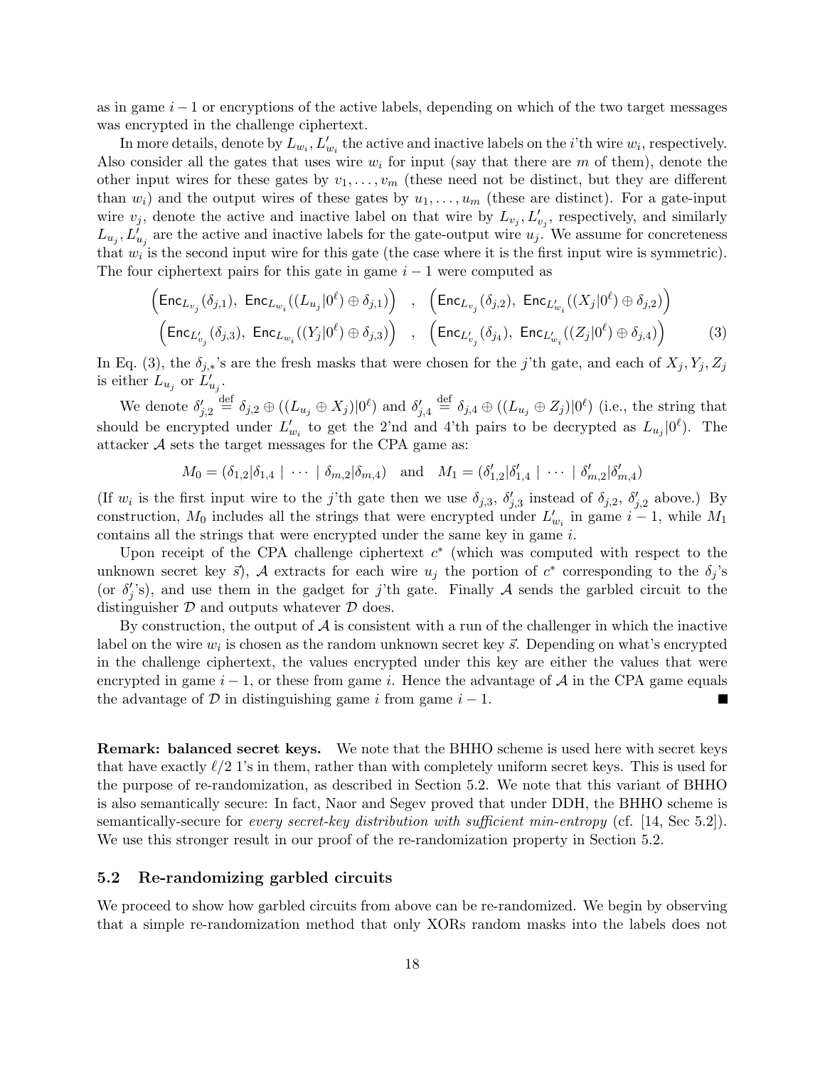as in game $i-1$ or encryptions of the active labels, depending on which of the two target messages was encrypted in the challenge ciphertext.

In more details, denote by $L_{w_i}, L'_{w_i}$ the active and inactive labels on the $i$'th wire $w_i$, respectively. Also consider all the gates that uses wire $w_i$ for input (say that there are $m$ of them), denote the other input wires for these gates by $v_1, \ldots, v_m$ (these need not be distinct, but they are different than $w_i$) and the output wires of these gates by $u_1, \ldots, u_m$ (these are distinct). For a gate-input wire $v_j$, denote the active and inactive label on that wire by $L_{v_j}, L'_{v_j}$, respectively, and similarly $L_{u_j}, L'_{u_j}$ are the active and inactive labels for the gate-output wire $u_j$. We assume for concreteness that $w_i$ is the second input wire for this gate (the case where it is the first input wire is symmetric). The four ciphertext pairs for this gate in game $i-1$ were computed as

$$\begin{aligned} &\Big(\mathsf{Enc}_{L_{v_j}}(\delta_{j,1}),\ \mathsf{Enc}_{L_{w_i}}((L_{u_j}|0^\ell)\oplus\delta_{j,1})\Big) \quad , \quad \Big(\mathsf{Enc}_{L_{v_j}}(\delta_{j,2}),\ \mathsf{Enc}_{L'_{w_i}}((X_j|0^\ell)\oplus\delta_{j,2})\Big) \\ &\Big(\mathsf{Enc}_{L'_{v_j}}(\delta_{j,3}),\ \mathsf{Enc}_{L_{w_i}}((Y_j|0^\ell)\oplus\delta_{j,3})\Big) \quad , \quad \Big(\mathsf{Enc}_{L'_{v_j}}(\delta_{j4}),\ \mathsf{Enc}_{L'_{w_i}}((Z_j|0^\ell)\oplus\delta_{j,4})\Big) \end{aligned} \tag{3}$$

In Eq. (3), the $\delta_{j,*}$'s are the fresh masks that were chosen for the $j$'th gate, and each of $X_j, Y_j, Z_j$ is either $L_{u_j}$ or $L'_{u_j}$.

We denote $\delta'_{j,2} \stackrel{\text{def}}{=} \delta_{j,2}\oplus((L_{u_j}\oplus X_j)|0^\ell)$ and $\delta'_{j,4} \stackrel{\text{def}}{=} \delta_{j,4}\oplus((L_{u_j}\oplus Z_j)|0^\ell)$ (i.e., the string that should be encrypted under $L'_{w_i}$ to get the 2'nd and 4'th pairs to be decrypted as $L_{u_j}|0^\ell$). The attacker $\mathcal{A}$ sets the target messages for the CPA game as:

$$M_0 = (\delta_{1,2}|\delta_{1,4} \mid \cdots \mid \delta_{m,2}|\delta_{m,4}) \quad \text{and} \quad M_1 = (\delta'_{1,2}|\delta'_{1,4} \mid \cdots \mid \delta'_{m,2}|\delta'_{m,4})$$

(If $w_i$ is the first input wire to the $j$'th gate then we use $\delta_{j,3}$, $\delta'_{j,3}$ instead of $\delta_{j,2}$, $\delta'_{j,2}$ above.) By construction, $M_0$ includes all the strings that were encrypted under $L'_{w_i}$ in game $i-1$, while $M_1$ contains all the strings that were encrypted under the same key in game $i$.

Upon receipt of the CPA challenge ciphertext $c^*$ (which was computed with respect to the unknown secret key $\vec{s}$), $\mathcal{A}$ extracts for each wire $u_j$ the portion of $c^*$ corresponding to the $\delta_j$'s (or $\delta'_j$'s), and use them in the gadget for $j$'th gate. Finally $\mathcal{A}$ sends the garbled circuit to the distinguisher $\mathcal{D}$ and outputs whatever $\mathcal{D}$ does.

By construction, the output of $\mathcal{A}$ is consistent with a run of the challenger in which the inactive label on the wire $w_i$ is chosen as the random unknown secret key $\vec{s}$. Depending on what's encrypted in the challenge ciphertext, the values encrypted under this key are either the values that were encrypted in game $i-1$, or these from game $i$. Hence the advantage of $\mathcal{A}$ in the CPA game equals the advantage of $\mathcal{D}$ in distinguishing game $i$ from game $i-1$. ■

**Remark: balanced secret keys.** We note that the BHHO scheme is used here with secret keys that have exactly $\ell/2$ 1's in them, rather than with completely uniform secret keys. This is used for the purpose of re-randomization, as described in Section 5.2. We note that this variant of BHHO is also semantically secure: In fact, Naor and Segev proved that under DDH, the BHHO scheme is semantically-secure for *every secret-key distribution with sufficient min-entropy* (cf. [14, Sec 5.2]). We use this stronger result in our proof of the re-randomization property in Section 5.2.

## 5.2 Re-randomizing garbled circuits

We proceed to show how garbled circuits from above can be re-randomized. We begin by observing that a simple re-randomization method that only XORs random masks into the labels does not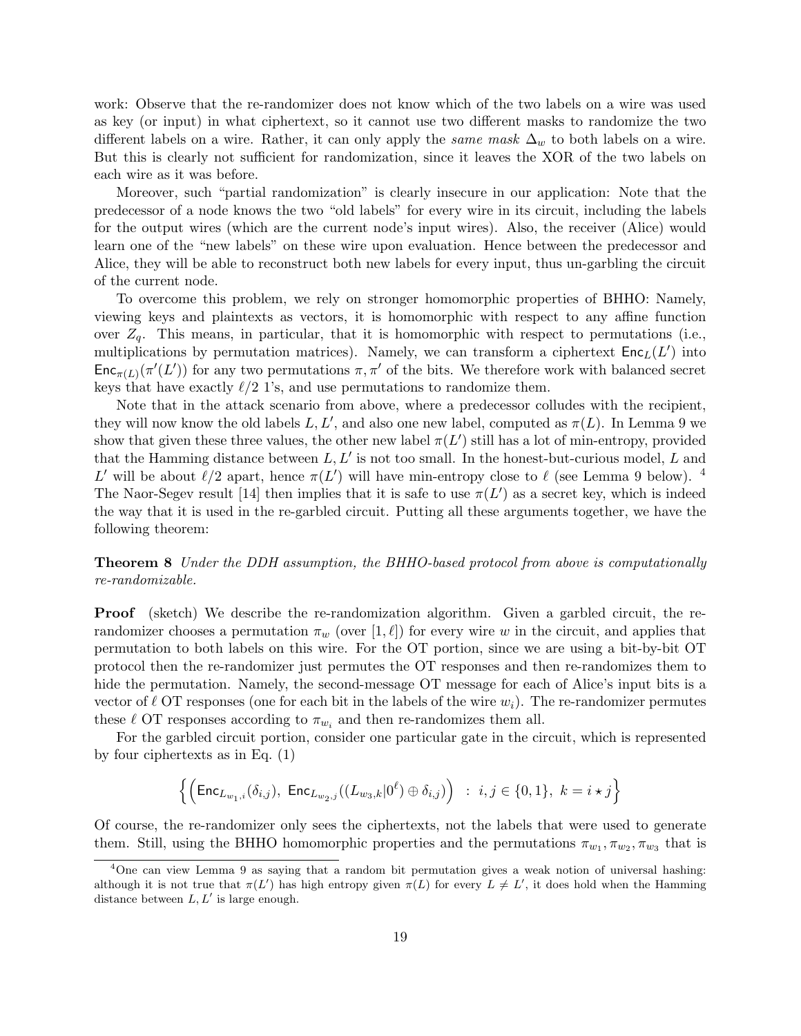work: Observe that the re-randomizer does not know which of the two labels on a wire was used as key (or input) in what ciphertext, so it cannot use two different masks to randomize the two different labels on a wire. Rather, it can only apply the *same mask* $\Delta_w$ to both labels on a wire. But this is clearly not sufficient for randomization, since it leaves the XOR of the two labels on each wire as it was before.

Moreover, such "partial randomization" is clearly insecure in our application: Note that the predecessor of a node knows the two "old labels" for every wire in its circuit, including the labels for the output wires (which are the current node's input wires). Also, the receiver (Alice) would learn one of the "new labels" on these wire upon evaluation. Hence between the predecessor and Alice, they will be able to reconstruct both new labels for every input, thus un-garbling the circuit of the current node.

To overcome this problem, we rely on stronger homomorphic properties of BHHO: Namely, viewing keys and plaintexts as vectors, it is homomorphic with respect to any affine function over $Z_q$. This means, in particular, that it is homomorphic with respect to permutations (i.e., multiplications by permutation matrices). Namely, we can transform a ciphertext $\mathsf{Enc}_L(L')$ into $\mathsf{Enc}_{\pi(L)}(\pi'(L'))$ for any two permutations $\pi, \pi'$ of the bits. We therefore work with balanced secret keys that have exactly $\ell/2$ 1's, and use permutations to randomize them.

Note that in the attack scenario from above, where a predecessor colludes with the recipient, they will now know the old labels $L, L'$, and also one new label, computed as $\pi(L)$. In Lemma 9 we show that given these three values, the other new label $\pi(L')$ still has a lot of min-entropy, provided that the Hamming distance between $L, L'$ is not too small. In the honest-but-curious model, $L$ and $L'$ will be about $\ell/2$ apart, hence $\pi(L')$ will have min-entropy close to $\ell$ (see Lemma 9 below). [4] The Naor-Segev result [14] then implies that it is safe to use $\pi(L')$ as a secret key, which is indeed the way that it is used in the re-garbled circuit. Putting all these arguments together, we have the following theorem:

**Theorem 8** *Under the DDH assumption, the BHHO-based protocol from above is computationally re-randomizable.*

**Proof** (sketch) We describe the re-randomization algorithm. Given a garbled circuit, the re-randomizer chooses a permutation $\pi_w$ (over $[1, \ell]$) for every wire $w$ in the circuit, and applies that permutation to both labels on this wire. For the OT portion, since we are using a bit-by-bit OT protocol then the re-randomizer just permutes the OT responses and then re-randomizes them to hide the permutation. Namely, the second-message OT message for each of Alice's input bits is a vector of $\ell$ OT responses (one for each bit in the labels of the wire $w_i$). The re-randomizer permutes these $\ell$ OT responses according to $\pi_{w_i}$ and then re-randomizes them all.

For the garbled circuit portion, consider one particular gate in the circuit, which is represented by four ciphertexts as in Eq. (1)

$$\Big\{ \Big( \mathsf{Enc}_{L_{w_1,i}}(\delta_{i,j}),\ \mathsf{Enc}_{L_{w_2,j}}((L_{w_3,k}|0^\ell) \oplus \delta_{i,j}) \Big) \ : \ i,j \in \{0,1\},\ k = i \star j \Big\}$$

Of course, the re-randomizer only sees the ciphertexts, not the labels that were used to generate them. Still, using the BHHO homomorphic properties and the permutations $\pi_{w_1}, \pi_{w_2}, \pi_{w_3}$ that is

[4] One can view Lemma 9 as saying that a random bit permutation gives a weak notion of universal hashing: although it is not true that $\pi(L')$ has high entropy given $\pi(L)$ for every $L \neq L'$, it does hold when the Hamming distance between $L, L'$ is large enough.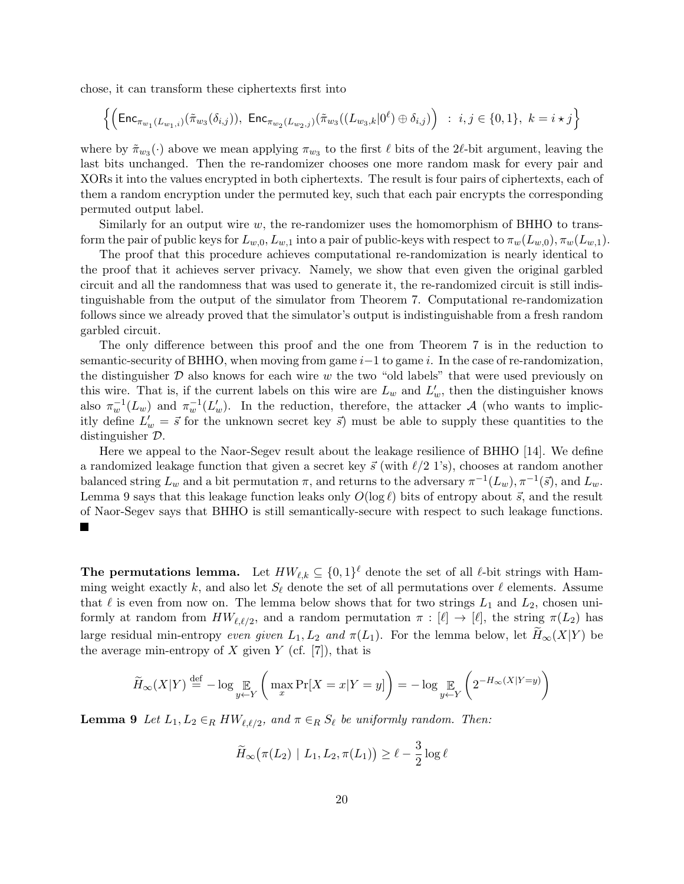chose, it can transform these ciphertexts first into

$$\left\{ \left( \mathsf{Enc}_{\pi_{w_1}(L_{w_1,i})}(\tilde{\pi}_{w_3}(\delta_{i,j})),\ \mathsf{Enc}_{\pi_{w_2}(L_{w_2,j})}(\tilde{\pi}_{w_3}((L_{w_3,k}|0^\ell) \oplus \delta_{i,j}) \right) \ :\ i,j \in \{0,1\},\ k = i \star j \right\}$$

where by $\tilde{\pi}_{w_3}(\cdot)$ above we mean applying $\pi_{w_3}$ to the first $\ell$ bits of the $2\ell$-bit argument, leaving the last bits unchanged. Then the re-randomizer chooses one more random mask for every pair and XORs it into the values encrypted in both ciphertexts. The result is four pairs of ciphertexts, each of them a random encryption under the permuted key, such that each pair encrypts the corresponding permuted output label.

Similarly for an output wire $w$, the re-randomizer uses the homomorphism of BHHO to transform the pair of public keys for $L_{w,0}, L_{w,1}$ into a pair of public-keys with respect to $\pi_w(L_{w,0}), \pi_w(L_{w,1})$.

The proof that this procedure achieves computational re-randomization is nearly identical to the proof that it achieves server privacy. Namely, we show that even given the original garbled circuit and all the randomness that was used to generate it, the re-randomized circuit is still indistinguishable from the output of the simulator from Theorem 7. Computational re-randomization follows since we already proved that the simulator's output is indistinguishable from a fresh random garbled circuit.

The only difference between this proof and the one from Theorem 7 is in the reduction to semantic-security of BHHO, when moving from game $i-1$ to game $i$. In the case of re-randomization, the distinguisher $\mathcal{D}$ also knows for each wire $w$ the two "old labels" that were used previously on this wire. That is, if the current labels on this wire are $L_w$ and $L'_w$, then the distinguisher knows also $\pi_w^{-1}(L_w)$ and $\pi_w^{-1}(L'_w)$. In the reduction, therefore, the attacker $\mathcal{A}$ (who wants to implicitly define $L'_w = \vec{s}$ for the unknown secret key $\vec{s}$) must be able to supply these quantities to the distinguisher $\mathcal{D}$.

Here we appeal to the Naor-Segev result about the leakage resilience of BHHO [14]. We define a randomized leakage function that given a secret key $\vec{s}$ (with $\ell/2$ 1's), chooses at random another balanced string $L_w$ and a bit permutation $\pi$, and returns to the adversary $\pi^{-1}(L_w), \pi^{-1}(\vec{s})$, and $L_w$. Lemma 9 says that this leakage function leaks only $O(\log \ell)$ bits of entropy about $\vec{s}$, and the result of Naor-Segev says that BHHO is still semantically-secure with respect to such leakage functions. ∎

**The permutations lemma.** Let $HW_{\ell,k} \subseteq \{0,1\}^\ell$ denote the set of all $\ell$-bit strings with Hamming weight exactly $k$, and also let $S_\ell$ denote the set of all permutations over $\ell$ elements. Assume that $\ell$ is even from now on. The lemma below shows that for two strings $L_1$ and $L_2$, chosen uniformly at random from $HW_{\ell,\ell/2}$, and a random permutation $\pi : [\ell] \to [\ell]$, the string $\pi(L_2)$ has large residual min-entropy *even given* $L_1, L_2$ *and* $\pi(L_1)$. For the lemma below, let $\widetilde{H}_\infty(X|Y)$ be the average min-entropy of $X$ given $Y$ (cf. [7]), that is

$$\widetilde{H}_\infty(X|Y) \stackrel{\text{def}}{=} -\log \mathop{\mathbb{E}}_{y \leftarrow Y} \left( \max_x \Pr[X = x | Y = y] \right) = -\log \mathop{\mathbb{E}}_{y \leftarrow Y} \left( 2^{-H_\infty(X|Y=y)} \right)$$

**Lemma 9** *Let $L_1, L_2 \in_R HW_{\ell,\ell/2}$, and $\pi \in_R S_\ell$ be uniformly random. Then:*

$$\widetilde{H}_\infty\big(\pi(L_2) \mid L_1, L_2, \pi(L_1)\big) \geq \ell - \frac{3}{2}\log \ell$$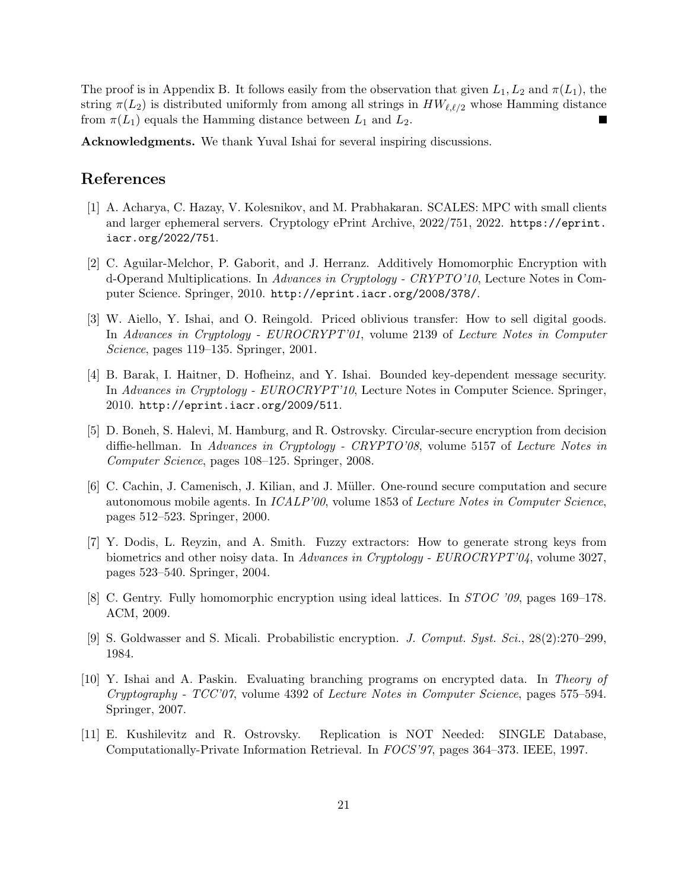The proof is in Appendix B. It follows easily from the observation that given $L_1, L_2$ and $\pi(L_1)$, the string $\pi(L_2)$ is distributed uniformly from among all strings in $HW_{\ell,\ell/2}$ whose Hamming distance from $\pi(L_1)$ equals the Hamming distance between $L_1$ and $L_2$. ∎

**Acknowledgments.** We thank Yuval Ishai for several inspiring discussions.

# References

[1] A. Acharya, C. Hazay, V. Kolesnikov, and M. Prabhakaran. SCALES: MPC with small clients and larger ephemeral servers. Cryptology ePrint Archive, 2022/751, 2022. `https://eprint.iacr.org/2022/751`.

[2] C. Aguilar-Melchor, P. Gaborit, and J. Herranz. Additively Homomorphic Encryption with d-Operand Multiplications. In *Advances in Cryptology - CRYPTO'10*, Lecture Notes in Computer Science. Springer, 2010. `http://eprint.iacr.org/2008/378/`.

[3] W. Aiello, Y. Ishai, and O. Reingold. Priced oblivious transfer: How to sell digital goods. In *Advances in Cryptology - EUROCRYPT'01*, volume 2139 of *Lecture Notes in Computer Science*, pages 119–135. Springer, 2001.

[4] B. Barak, I. Haitner, D. Hofheinz, and Y. Ishai. Bounded key-dependent message security. In *Advances in Cryptology - EUROCRYPT'10*, Lecture Notes in Computer Science. Springer, 2010. `http://eprint.iacr.org/2009/511`.

[5] D. Boneh, S. Halevi, M. Hamburg, and R. Ostrovsky. Circular-secure encryption from decision diffie-hellman. In *Advances in Cryptology - CRYPTO'08*, volume 5157 of *Lecture Notes in Computer Science*, pages 108–125. Springer, 2008.

[6] C. Cachin, J. Camenisch, J. Kilian, and J. Müller. One-round secure computation and secure autonomous mobile agents. In *ICALP'00*, volume 1853 of *Lecture Notes in Computer Science*, pages 512–523. Springer, 2000.

[7] Y. Dodis, L. Reyzin, and A. Smith. Fuzzy extractors: How to generate strong keys from biometrics and other noisy data. In *Advances in Cryptology - EUROCRYPT'04*, volume 3027, pages 523–540. Springer, 2004.

[8] C. Gentry. Fully homomorphic encryption using ideal lattices. In *STOC '09*, pages 169–178. ACM, 2009.

[9] S. Goldwasser and S. Micali. Probabilistic encryption. *J. Comput. Syst. Sci.*, 28(2):270–299, 1984.

[10] Y. Ishai and A. Paskin. Evaluating branching programs on encrypted data. In *Theory of Cryptography - TCC'07*, volume 4392 of *Lecture Notes in Computer Science*, pages 575–594. Springer, 2007.

[11] E. Kushilevitz and R. Ostrovsky. Replication is NOT Needed: SINGLE Database, Computationally-Private Information Retrieval. In *FOCS'97*, pages 364–373. IEEE, 1997.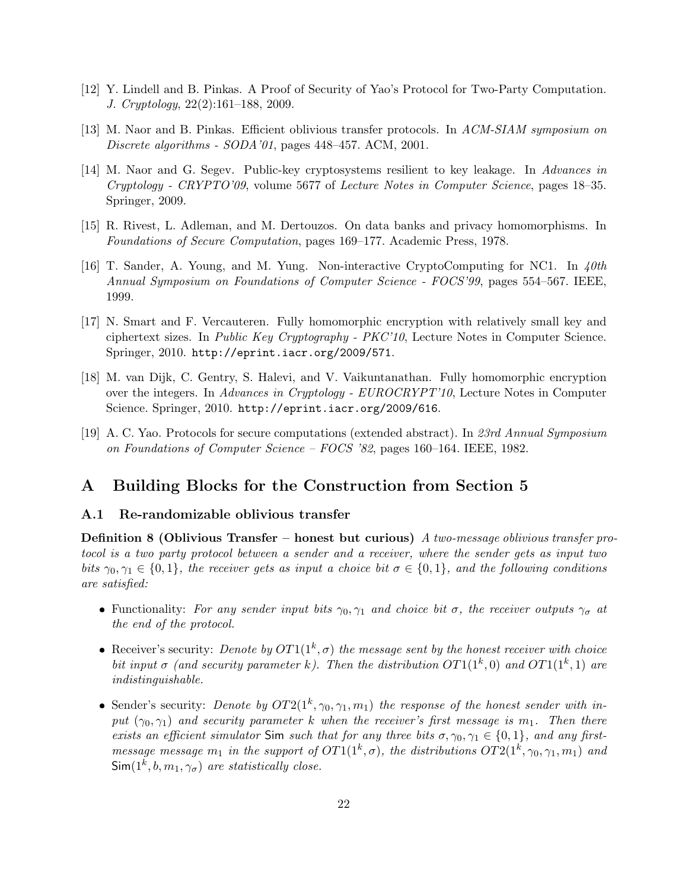[12] Y. Lindell and B. Pinkas. A Proof of Security of Yao's Protocol for Two-Party Computation. *J. Cryptology*, 22(2):161–188, 2009.

[13] M. Naor and B. Pinkas. Efficient oblivious transfer protocols. In *ACM-SIAM symposium on Discrete algorithms - SODA'01*, pages 448–457. ACM, 2001.

[14] M. Naor and G. Segev. Public-key cryptosystems resilient to key leakage. In *Advances in Cryptology - CRYPTO'09*, volume 5677 of *Lecture Notes in Computer Science*, pages 18–35. Springer, 2009.

[15] R. Rivest, L. Adleman, and M. Dertouzos. On data banks and privacy homomorphisms. In *Foundations of Secure Computation*, pages 169–177. Academic Press, 1978.

[16] T. Sander, A. Young, and M. Yung. Non-interactive CryptoComputing for NC1. In *40th Annual Symposium on Foundations of Computer Science - FOCS'99*, pages 554–567. IEEE, 1999.

[17] N. Smart and F. Vercauteren. Fully homomorphic encryption with relatively small key and ciphertext sizes. In *Public Key Cryptography - PKC'10*, Lecture Notes in Computer Science. Springer, 2010. `http://eprint.iacr.org/2009/571`.

[18] M. van Dijk, C. Gentry, S. Halevi, and V. Vaikuntanathan. Fully homomorphic encryption over the integers. In *Advances in Cryptology - EUROCRYPT'10*, Lecture Notes in Computer Science. Springer, 2010. `http://eprint.iacr.org/2009/616`.

[19] A. C. Yao. Protocols for secure computations (extended abstract). In *23rd Annual Symposium on Foundations of Computer Science – FOCS '82*, pages 160–164. IEEE, 1982.

# A Building Blocks for the Construction from Section 5

## A.1 Re-randomizable oblivious transfer

**Definition 8 (Oblivious Transfer – honest but curious)** *A two-message oblivious transfer protocol is a two party protocol between a sender and a receiver, where the sender gets as input two bits $\gamma_0, \gamma_1 \in \{0,1\}$, the receiver gets as input a choice bit $\sigma \in \{0,1\}$, and the following conditions are satisfied:*

- Functionality: *For any sender input bits $\gamma_0, \gamma_1$ and choice bit $\sigma$, the receiver outputs $\gamma_\sigma$ at the end of the protocol.*
- Receiver's security: *Denote by $OT1(1^k, \sigma)$ the message sent by the honest receiver with choice bit input $\sigma$ (and security parameter $k$). Then the distribution $OT1(1^k, 0)$ and $OT1(1^k, 1)$ are indistinguishable.*
- Sender's security: *Denote by $OT2(1^k, \gamma_0, \gamma_1, m_1)$ the response of the honest sender with input $(\gamma_0, \gamma_1)$ and security parameter $k$ when the receiver's first message is $m_1$. Then there exists an efficient simulator $\mathsf{Sim}$ such that for any three bits $\sigma, \gamma_0, \gamma_1 \in \{0,1\}$, and any first-message message $m_1$ in the support of $OT1(1^k, \sigma)$, the distributions $OT2(1^k, \gamma_0, \gamma_1, m_1)$ and $\mathsf{Sim}(1^k, b, m_1, \gamma_\sigma)$ are statistically close.*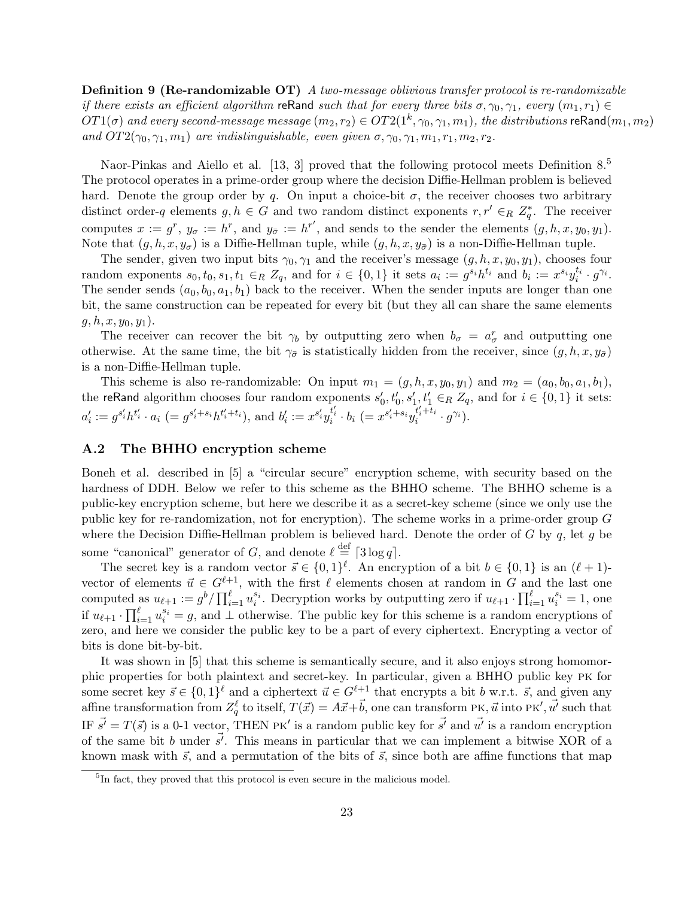**Definition 9 (Re-randomizable OT)** *A two-message oblivious transfer protocol is re-randomizable if there exists an efficient algorithm* reRand *such that for every three bits $\sigma, \gamma_0, \gamma_1$, every $(m_1, r_1) \in OT1(\sigma)$ and every second-message message $(m_2, r_2) \in OT2(1^k, \gamma_0, \gamma_1, m_1)$, the distributions* $\mathsf{reRand}(m_1, m_2)$ *and $OT2(\gamma_0, \gamma_1, m_1)$ are indistinguishable, even given $\sigma, \gamma_0, \gamma_1, m_1, r_1, m_2, r_2$.*

Naor-Pinkas and Aiello et al. [13, 3] proved that the following protocol meets Definition 8.[5] The protocol operates in a prime-order group where the decision Diffie-Hellman problem is believed hard. Denote the group order by $q$. On input a choice-bit $\sigma$, the receiver chooses two arbitrary distinct order-$q$ elements $g, h \in G$ and two random distinct exponents $r, r' \in_R Z_q^*$. The receiver computes $x := g^r$, $y_\sigma := h^r$, and $y_{\bar{\sigma}} := h^{r'}$, and sends to the sender the elements $(g, h, x, y_0, y_1)$. Note that $(g, h, x, y_\sigma)$ is a Diffie-Hellman tuple, while $(g, h, x, y_{\bar{\sigma}})$ is a non-Diffie-Hellman tuple.

The sender, given two input bits $\gamma_0, \gamma_1$ and the receiver's message $(g, h, x, y_0, y_1)$, chooses four random exponents $s_0, t_0, s_1, t_1 \in_R Z_q$, and for $i \in \{0, 1\}$ it sets $a_i := g^{s_i} h^{t_i}$ and $b_i := x^{s_i} y_i^{t_i} \cdot g^{\gamma_i}$. The sender sends $(a_0, b_0, a_1, b_1)$ back to the receiver. When the sender inputs are longer than one bit, the same construction can be repeated for every bit (but they all can share the same elements $g, h, x, y_0, y_1$).

The receiver can recover the bit $\gamma_b$ by outputting zero when $b_\sigma = a_\sigma^r$ and outputting one otherwise. At the same time, the bit $\gamma_{\bar{\sigma}}$ is statistically hidden from the receiver, since $(g, h, x, y_{\bar{\sigma}})$ is a non-Diffie-Hellman tuple.

This scheme is also re-randomizable: On input $m_1 = (g, h, x, y_0, y_1)$ and $m_2 = (a_0, b_0, a_1, b_1)$, the $\mathsf{reRand}$ algorithm chooses four random exponents $s_0', t_0', s_1', t_1' \in_R Z_q$, and for $i \in \{0, 1\}$ it sets: $a_i' := g^{s_i'} h^{t_i'} \cdot a_i$ $(= g^{s_i'+s_i} h^{t_i'+t_i})$, and $b_i' := x^{s_i'} y_i^{t_i'} \cdot b_i$ $(= x^{s_i'+s_i} y_i^{t_i'+t_i} \cdot g^{\gamma_i})$.

## A.2 The BHHO encryption scheme

Boneh et al. described in [5] a "circular secure" encryption scheme, with security based on the hardness of DDH. Below we refer to this scheme as the BHHO scheme. The BHHO scheme is a public-key encryption scheme, but here we describe it as a secret-key scheme (since we only use the public key for re-randomization, not for encryption). The scheme works in a prime-order group $G$ where the Decision Diffie-Hellman problem is believed hard. Denote the order of $G$ by $q$, let $g$ be some "canonical" generator of $G$, and denote $\ell \stackrel{\text{def}}{=} \lceil 3 \log q \rceil$.

The secret key is a random vector $\vec{s} \in \{0,1\}^\ell$. An encryption of a bit $b \in \{0, 1\}$ is an $(\ell+1)$-vector of elements $\vec{u} \in G^{\ell+1}$, with the first $\ell$ elements chosen at random in $G$ and the last one computed as $u_{\ell+1} := g^b / \prod_{i=1}^{\ell} u_i^{s_i}$. Decryption works by outputting zero if $u_{\ell+1} \cdot \prod_{i=1}^{\ell} u_i^{s_i} = 1$, one if $u_{\ell+1} \cdot \prod_{i=1}^{\ell} u_i^{s_i} = g$, and $\perp$ otherwise. The public key for this scheme is a random encryptions of zero, and here we consider the public key to be a part of every ciphertext. Encrypting a vector of bits is done bit-by-bit.

It was shown in [5] that this scheme is semantically secure, and it also enjoys strong homomorphic properties for both plaintext and secret-key. In particular, given a BHHO public key PK for some secret key $\vec{s} \in \{0,1\}^\ell$ and a ciphertext $\vec{u} \in G^{\ell+1}$ that encrypts a bit $b$ w.r.t. $\vec{s}$, and given any affine transformation from $Z_q^\ell$ to itself, $T(\vec{x}) = A\vec{x} + \vec{b}$, one can transform PK, $\vec{u}$ into PK$'$, $\vec{u'}$ such that IF $\vec{s'} = T(\vec{s})$ is a 0-1 vector, THEN PK$'$ is a random public key for $\vec{s'}$ and $\vec{u'}$ is a random encryption of the same bit $b$ under $\vec{s'}$. This means in particular that we can implement a bitwise XOR of a known mask with $\vec{s}$, and a permutation of the bits of $\vec{s}$, since both are affine functions that map

[5] In fact, they proved that this protocol is even secure in the malicious model.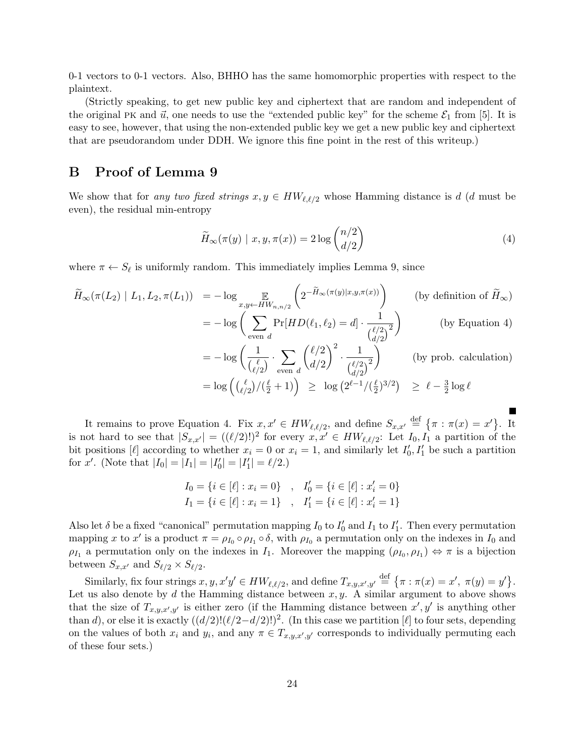0-1 vectors to 0-1 vectors. Also, BHHO has the same homomorphic properties with respect to the plaintext.

(Strictly speaking, to get new public key and ciphertext that are random and independent of the original PK and $\vec{u}$, one needs to use the "extended public key" for the scheme $\mathcal{E}_1$ from [5]. It is easy to see, however, that using the non-extended public key we get a new public key and ciphertext that are pseudorandom under DDH. We ignore this fine point in the rest of this writeup.)

## B Proof of Lemma 9

We show that for *any two fixed strings* $x, y \in HW_{\ell,\ell/2}$ whose Hamming distance is $d$ ($d$ must be even), the residual min-entropy

$$\widetilde{H}_\infty(\pi(y) \mid x, y, \pi(x)) = 2 \log \binom{n/2}{d/2} \tag{4}$$

where $\pi \leftarrow S_\ell$ is uniformly random. This immediately implies Lemma 9, since

$$\begin{aligned}
\widetilde{H}_\infty(\pi(L_2) \mid L_1, L_2, \pi(L_1)) &= -\log \mathop{\mathbb{E}}_{x,y \leftarrow HW_{n,n/2}} \left(2^{-\widetilde{H}_\infty(\pi(y)|x,y,\pi(x))}\right) && \text{(by definition of } \widetilde{H}_\infty\text{)} \\
&= -\log \left( \sum_{\text{even } d} \Pr[HD(\ell_1, \ell_2) = d] \cdot \frac{1}{\binom{\ell/2}{d/2}^2} \right) && \text{(by Equation 4)} \\
&= -\log \left( \frac{1}{\binom{\ell}{\ell/2}} \cdot \sum_{\text{even } d} \binom{\ell/2}{d/2}^2 \cdot \frac{1}{\binom{\ell/2}{d/2}^2} \right) && \text{(by prob. calculation)} \\
&= \log \left( \binom{\ell}{\ell/2} / (\tfrac{\ell}{2} + 1) \right) \;\geq\; \log \left( 2^{\ell-1} / (\tfrac{\ell}{2})^{3/2} \right) \;\geq\; \ell - \tfrac{3}{2} \log \ell
\end{aligned}$$

■

It remains to prove Equation 4. Fix $x, x' \in HW_{\ell,\ell/2}$, and define $S_{x,x'} \stackrel{\text{def}}{=} \{\pi : \pi(x) = x'\}$. It is not hard to see that $|S_{x,x'}| = ((\ell/2)!)^2$ for every $x, x' \in HW_{\ell,\ell/2}$: Let $I_0, I_1$ a partition of the bit positions $[\ell]$ according to whether $x_i = 0$ or $x_i = 1$, and similarly let $I'_0, I'_1$ be such a partition for $x'$. (Note that $|I_0| = |I_1| = |I'_0| = |I'_1| = \ell/2$.)

$$\begin{aligned}
I_0 = \{i \in [\ell] : x_i = 0\} \quad &, \quad I'_0 = \{i \in [\ell] : x'_i = 0\} \\
I_1 = \{i \in [\ell] : x_i = 1\} \quad &, \quad I'_1 = \{i \in [\ell] : x'_i = 1\}
\end{aligned}$$

Also let $\delta$ be a fixed "canonical" permutation mapping $I_0$ to $I'_0$ and $I_1$ to $I'_1$. Then every permutation mapping $x$ to $x'$ is a product $\pi = \rho_{I_0} \circ \rho_{I_1} \circ \delta$, with $\rho_{I_0}$ a permutation only on the indexes in $I_0$ and $\rho_{I_1}$ a permutation only on the indexes in $I_1$. Moreover the mapping $(\rho_{I_0}, \rho_{I_1}) \Leftrightarrow \pi$ is a bijection between $S_{x,x'}$ and $S_{\ell/2} \times S_{\ell/2}$.

Similarly, fix four strings $x, y, x'y' \in HW_{\ell,\ell/2}$, and define $T_{x,y,x',y'} \stackrel{\text{def}}{=} \{\pi : \pi(x) = x', \ \pi(y) = y'\}$. Let us also denote by $d$ the Hamming distance between $x, y$. A similar argument to above shows that the size of $T_{x,y,x',y'}$ is either zero (if the Hamming distance between $x', y'$ is anything other than $d$), or else it is exactly $((d/2)!(\ell/2 - d/2)!)^2$. (In this case we partition $[\ell]$ to four sets, depending on the values of both $x_i$ and $y_i$, and any $\pi \in T_{x,y,x',y'}$ corresponds to individually permuting each of these four sets.)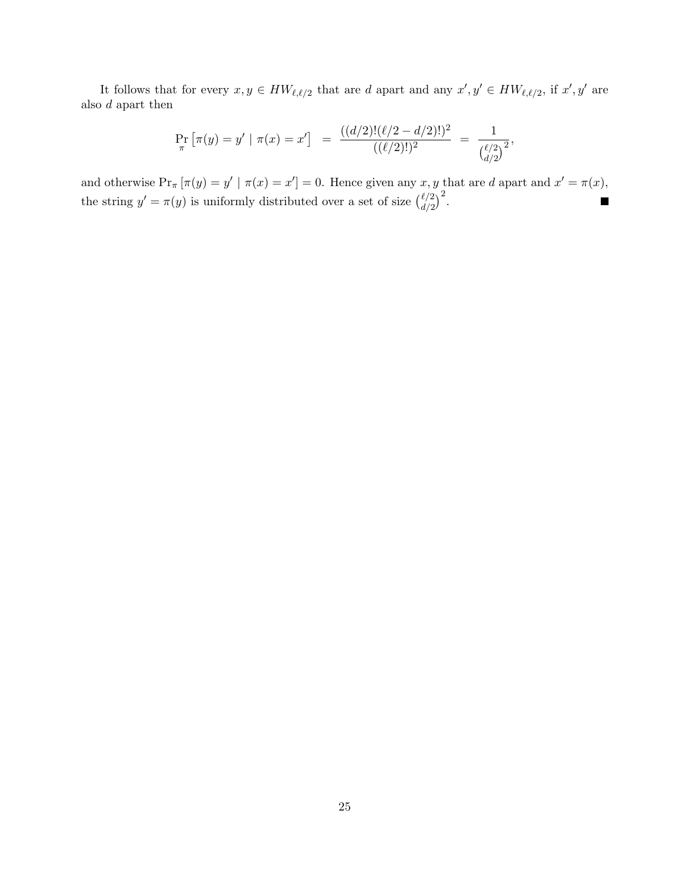It follows that for every $x, y \in HW_{\ell,\ell/2}$ that are $d$ apart and any $x', y' \in HW_{\ell,\ell/2}$, if $x', y'$ are also $d$ apart then

$$\Pr_{\pi}\left[\pi(y) = y' \mid \pi(x) = x'\right] \;=\; \frac{((d/2)!(\ell/2 - d/2)!)^2}{((\ell/2)!)^2} \;=\; \frac{1}{\binom{\ell/2}{d/2}^2},$$

and otherwise $\Pr_{\pi}\left[\pi(y) = y' \mid \pi(x) = x'\right] = 0$. Hence given any $x, y$ that are $d$ apart and $x' = \pi(x)$, the string $y' = \pi(y)$ is uniformly distributed over a set of size $\binom{\ell/2}{d/2}^2$. ■